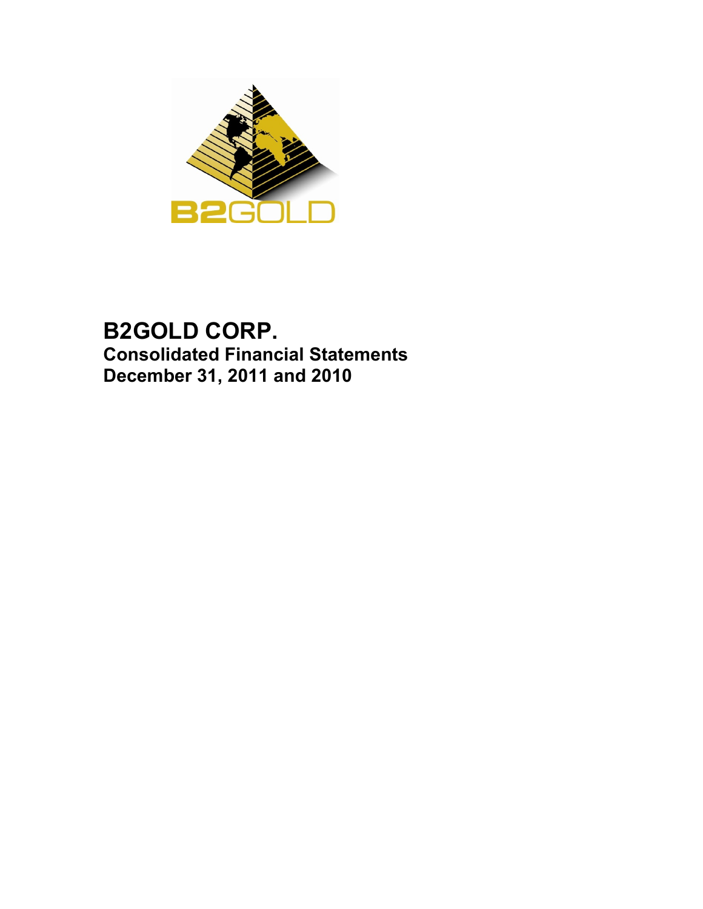# B2GOLD CORP.

## Consolidated Financial Statements

## December 31, 2011 and 2010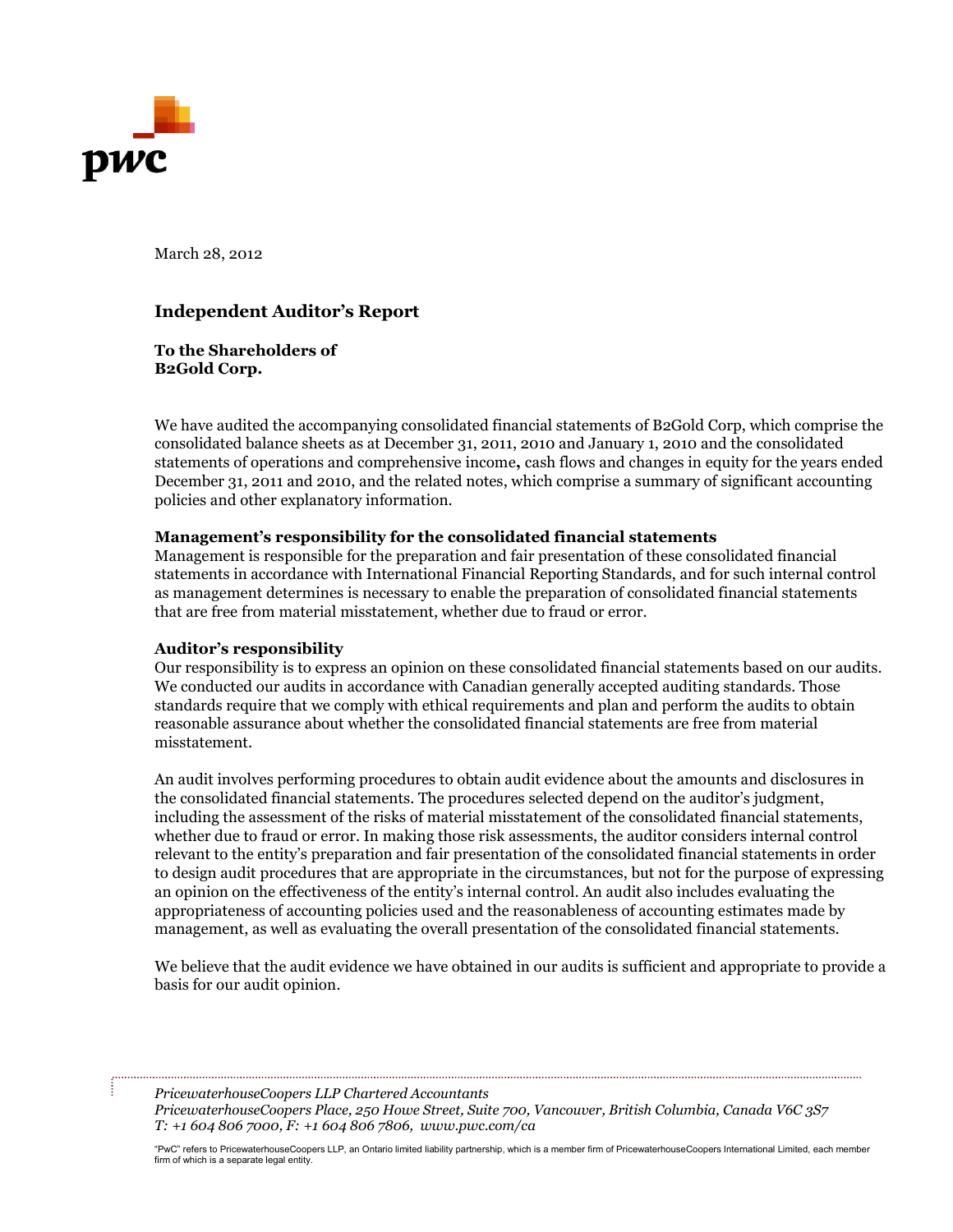March 28, 2012

## Independent Auditor's Report

**To the Shareholders of**
**B2Gold Corp.**

We have audited the accompanying consolidated financial statements of B2Gold Corp, which comprise the consolidated balance sheets as at December 31, 2011, 2010 and January 1, 2010 and the consolidated statements of operations and comprehensive income**,** cash flows and changes in equity for the years ended December 31, 2011 and 2010, and the related notes, which comprise a summary of significant accounting policies and other explanatory information.

**Management's responsibility for the consolidated financial statements**

Management is responsible for the preparation and fair presentation of these consolidated financial statements in accordance with International Financial Reporting Standards, and for such internal control as management determines is necessary to enable the preparation of consolidated financial statements that are free from material misstatement, whether due to fraud or error.

**Auditor's responsibility**

Our responsibility is to express an opinion on these consolidated financial statements based on our audits. We conducted our audits in accordance with Canadian generally accepted auditing standards. Those standards require that we comply with ethical requirements and plan and perform the audits to obtain reasonable assurance about whether the consolidated financial statements are free from material misstatement.

An audit involves performing procedures to obtain audit evidence about the amounts and disclosures in the consolidated financial statements. The procedures selected depend on the auditor's judgment, including the assessment of the risks of material misstatement of the consolidated financial statements, whether due to fraud or error. In making those risk assessments, the auditor considers internal control relevant to the entity's preparation and fair presentation of the consolidated financial statements in order to design audit procedures that are appropriate in the circumstances, but not for the purpose of expressing an opinion on the effectiveness of the entity's internal control. An audit also includes evaluating the appropriateness of accounting policies used and the reasonableness of accounting estimates made by management, as well as evaluating the overall presentation of the consolidated financial statements.

We believe that the audit evidence we have obtained in our audits is sufficient and appropriate to provide a basis for our audit opinion.

*PricewaterhouseCoopers LLP Chartered Accountants*
*PricewaterhouseCoopers Place, 250 Howe Street, Suite 700, Vancouver, British Columbia, Canada V6C 3S7*
*T: +1 604 806 7000, F: +1 604 806 7806, www.pwc.com/ca*

"PwC" refers to PricewaterhouseCoopers LLP, an Ontario limited liability partnership, which is a member firm of PricewaterhouseCoopers International Limited, each member firm of which is a separate legal entity.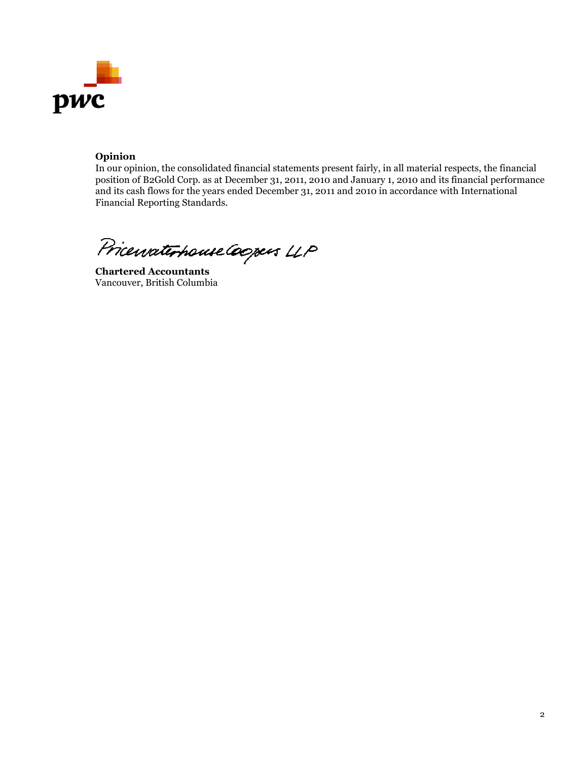**Opinion**

In our opinion, the consolidated financial statements present fairly, in all material respects, the financial position of B2Gold Corp. as at December 31, 2011, 2010 and January 1, 2010 and its financial performance and its cash flows for the years ended December 31, 2011 and 2010 in accordance with International Financial Reporting Standards.

PricewaterhouseCoopers LLP

**Chartered Accountants**
Vancouver, British Columbia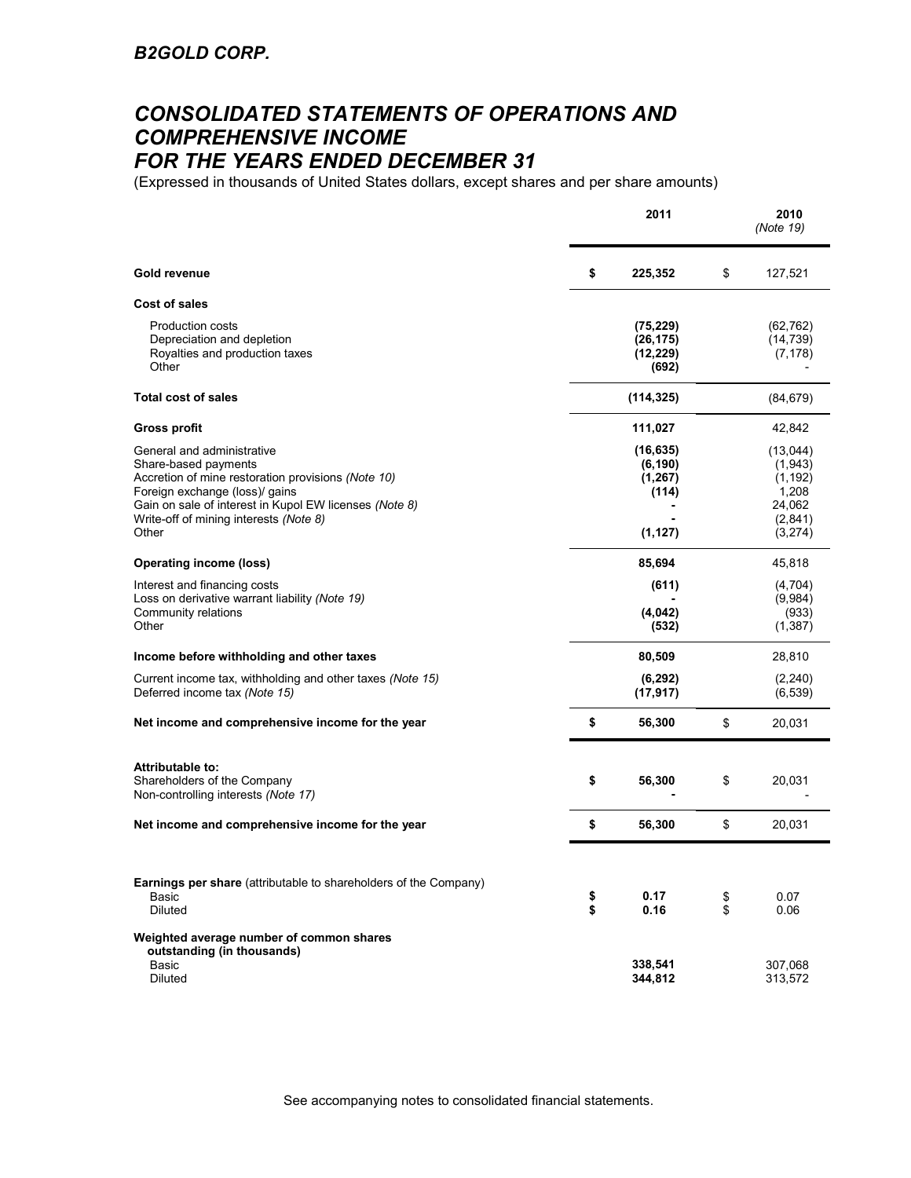# B2GOLD CORP.

## CONSOLIDATED STATEMENTS OF OPERATIONS AND COMPREHENSIVE INCOME FOR THE YEARS ENDED DECEMBER 31

(Expressed in thousands of United States dollars, except shares and per share amounts)

| | 2011 | 2010 *(Note 19)* |
|---|---|---|
| **Gold revenue** | **$ 225,352** | $ 127,521 |
| **Cost of sales** | | |
| Production costs | **(75,229)** | (62,762) |
| Depreciation and depletion | **(26,175)** | (14,739) |
| Royalties and production taxes | **(12,229)** | (7,178) |
| Other | **(692)** | - |
| **Total cost of sales** | **(114,325)** | (84,679) |
| **Gross profit** | **111,027** | 42,842 |
| General and administrative | **(16,635)** | (13,044) |
| Share-based payments | **(6,190)** | (1,943) |
| Accretion of mine restoration provisions *(Note 10)* | **(1,267)** | (1,192) |
| Foreign exchange (loss)/ gains | **(114)** | 1,208 |
| Gain on sale of interest in Kupol EW licenses *(Note 8)* | **-** | 24,062 |
| Write-off of mining interests *(Note 8)* | **-** | (2,841) |
| Other | **(1,127)** | (3,274) |
| **Operating income (loss)** | **85,694** | 45,818 |
| Interest and financing costs | **(611)** | (4,704) |
| Loss on derivative warrant liability *(Note 19)* | **-** | (9,984) |
| Community relations | **(4,042)** | (933) |
| Other | **(532)** | (1,387) |
| **Income before withholding and other taxes** | **80,509** | 28,810 |
| Current income tax, withholding and other taxes *(Note 15)* | **(6,292)** | (2,240) |
| Deferred income tax *(Note 15)* | **(17,917)** | (6,539) |
| **Net income and comprehensive income for the year** | **$ 56,300** | $ 20,031 |
| **Attributable to:** | | |
| Shareholders of the Company | **$ 56,300** | $ 20,031 |
| Non-controlling interests *(Note 17)* | **-** | - |
| **Net income and comprehensive income for the year** | **$ 56,300** | $ 20,031 |
| **Earnings per share** (attributable to shareholders of the Company) | | |
| Basic | **$ 0.17** | $ 0.07 |
| Diluted | **$ 0.16** | $ 0.06 |
| **Weighted average number of common shares outstanding (in thousands)** | | |
| Basic | **338,541** | 307,068 |
| Diluted | **344,812** | 313,572 |

See accompanying notes to consolidated financial statements.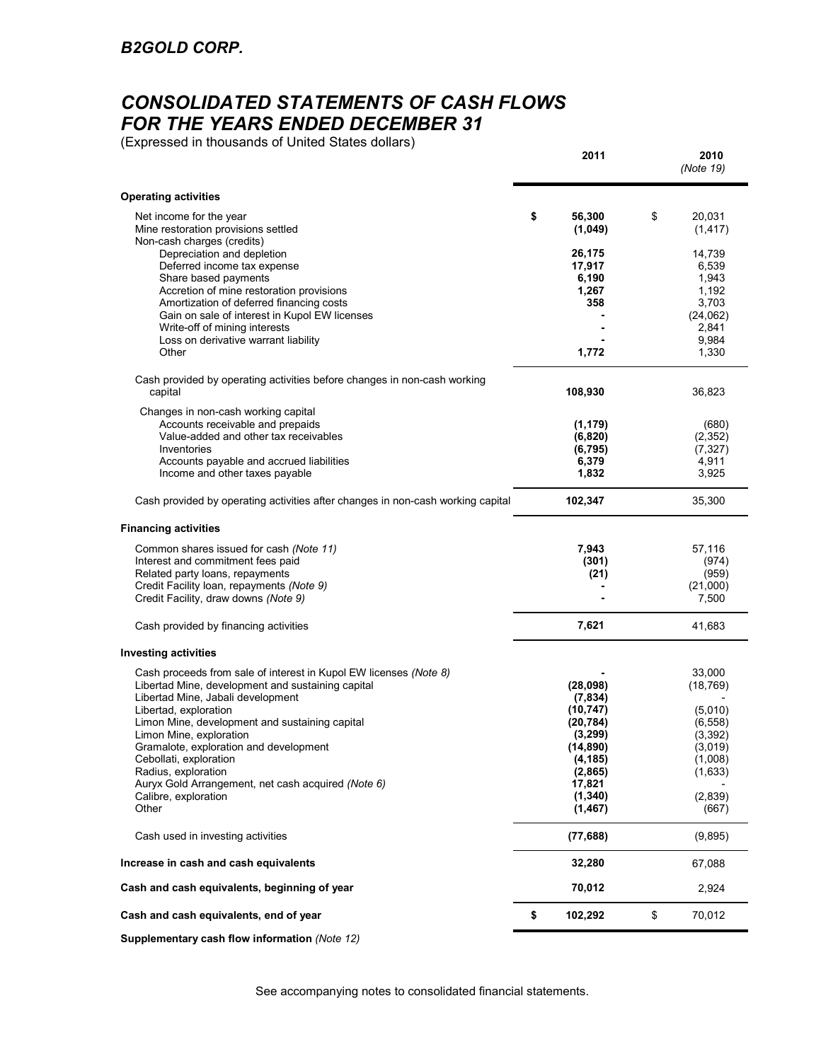## B2GOLD CORP.

# CONSOLIDATED STATEMENTS OF CASH FLOWS FOR THE YEARS ENDED DECEMBER 31

(Expressed in thousands of United States dollars)

| | 2011 | 2010 *(Note 19)* |
|---|---|---|
| **Operating activities** | | |
| Net income for the year | **$ 56,300** | $ 20,031 |
| Mine restoration provisions settled | **(1,049)** | (1,417) |
| Non-cash charges (credits) | | |
| Depreciation and depletion | **26,175** | 14,739 |
| Deferred income tax expense | **17,917** | 6,539 |
| Share based payments | **6,190** | 1,943 |
| Accretion of mine restoration provisions | **1,267** | 1,192 |
| Amortization of deferred financing costs | **358** | 3,703 |
| Gain on sale of interest in Kupol EW licenses | **-** | (24,062) |
| Write-off of mining interests | **-** | 2,841 |
| Loss on derivative warrant liability | **-** | 9,984 |
| Other | **1,772** | 1,330 |
| Cash provided by operating activities before changes in non-cash working capital | **108,930** | 36,823 |
| Changes in non-cash working capital | | |
| Accounts receivable and prepaids | **(1,179)** | (680) |
| Value-added and other tax receivables | **(6,820)** | (2,352) |
| Inventories | **(6,795)** | (7,327) |
| Accounts payable and accrued liabilities | **6,379** | 4,911 |
| Income and other taxes payable | **1,832** | 3,925 |
| Cash provided by operating activities after changes in non-cash working capital | **102,347** | 35,300 |
| **Financing activities** | | |
| Common shares issued for cash *(Note 11)* | **7,943** | 57,116 |
| Interest and commitment fees paid | **(301)** | (974) |
| Related party loans, repayments | **(21)** | (959) |
| Credit Facility loan, repayments *(Note 9)* | **-** | (21,000) |
| Credit Facility, draw downs *(Note 9)* | **-** | 7,500 |
| Cash provided by financing activities | **7,621** | 41,683 |
| **Investing activities** | | |
| Cash proceeds from sale of interest in Kupol EW licenses *(Note 8)* | **-** | 33,000 |
| Libertad Mine, development and sustaining capital | **(28,098)** | (18,769) |
| Libertad Mine, Jabali development | **(7,834)** | - |
| Libertad, exploration | **(10,747)** | (5,010) |
| Limon Mine, development and sustaining capital | **(20,784)** | (6,558) |
| Limon Mine, exploration | **(3,299)** | (3,392) |
| Gramalote, exploration and development | **(14,890)** | (3,019) |
| Cebollati, exploration | **(4,185)** | (1,008) |
| Radius, exploration | **(2,865)** | (1,633) |
| Auryx Gold Arrangement, net cash acquired *(Note 6)* | **17,821** | - |
| Calibre, exploration | **(1,340)** | (2,839) |
| Other | **(1,467)** | (667) |
| Cash used in investing activities | **(77,688)** | (9,895) |
| **Increase in cash and cash equivalents** | **32,280** | 67,088 |
| **Cash and cash equivalents, beginning of year** | **70,012** | 2,924 |
| **Cash and cash equivalents, end of year** | **$ 102,292** | $ 70,012 |

**Supplementary cash flow information** *(Note 12)*

See accompanying notes to consolidated financial statements.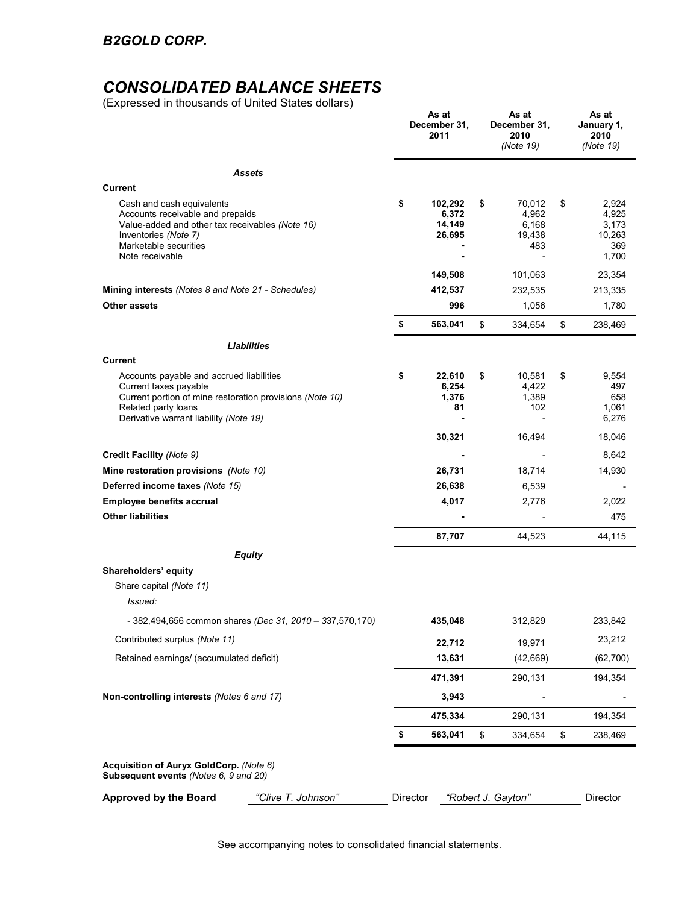## B2GOLD CORP.

# CONSOLIDATED BALANCE SHEETS

(Expressed in thousands of United States dollars)

| | As at December 31, 2011 | As at December 31, 2010 *(Note 19)* | As at January 1, 2010 *(Note 19)* |
|---|---|---|---|
| ***Assets*** | | | |
| **Current** | | | |
| Cash and cash equivalents | **$ 102,292** | $ 70,012 | $ 2,924 |
| Accounts receivable and prepaids | **6,372** | 4,962 | 4,925 |
| Value-added and other tax receivables *(Note 16)* | **14,149** | 6,168 | 3,173 |
| Inventories *(Note 7)* | **26,695** | 19,438 | 10,263 |
| Marketable securities | **-** | 483 | 369 |
| Note receivable | **-** | - | 1,700 |
| | **149,508** | 101,063 | 23,354 |
| **Mining interests** *(Notes 8 and Note 21 - Schedules)* | **412,537** | 232,535 | 213,335 |
| **Other assets** | **996** | 1,056 | 1,780 |
| | **$ 563,041** | $ 334,654 | $ 238,469 |
| ***Liabilities*** | | | |
| **Current** | | | |
| Accounts payable and accrued liabilities | **$ 22,610** | $ 10,581 | $ 9,554 |
| Current taxes payable | **6,254** | 4,422 | 497 |
| Current portion of mine restoration provisions *(Note 10)* | **1,376** | 1,389 | 658 |
| Related party loans | **81** | 102 | 1,061 |
| Derivative warrant liability *(Note 19)* | **-** | - | 6,276 |
| | **30,321** | 16,494 | 18,046 |
| **Credit Facility** *(Note 9)* | **-** | - | 8,642 |
| **Mine restoration provisions** *(Note 10)* | **26,731** | 18,714 | 14,930 |
| **Deferred income taxes** *(Note 15)* | **26,638** | 6,539 | - |
| **Employee benefits accrual** | **4,017** | 2,776 | 2,022 |
| **Other liabilities** | **-** | - | 475 |
| | **87,707** | 44,523 | 44,115 |
| ***Equity*** | | | |
| **Shareholders' equity** | | | |
| Share capital *(Note 11)* | | | |
| *Issued:* | | | |
| - 382,494,656 common shares *(Dec 31, 2010 – 337,570,170)* | **435,048** | 312,829 | 233,842 |
| Contributed surplus *(Note 11)* | **22,712** | 19,971 | 23,212 |
| Retained earnings/ (accumulated deficit) | **13,631** | (42,669) | (62,700) |
| | **471,391** | 290,131 | 194,354 |
| **Non-controlling interests** *(Notes 6 and 17)* | **3,943** | - | - |
| | **475,334** | 290,131 | 194,354 |
| | **$ 563,041** | $ 334,654 | $ 238,469 |

**Acquisition of Auryx GoldCorp.** *(Note 6)*
**Subsequent events** *(Notes 6, 9 and 20)*

**Approved by the Board** *"Clive T. Johnson"* Director *"Robert J. Gayton"* Director

See accompanying notes to consolidated financial statements.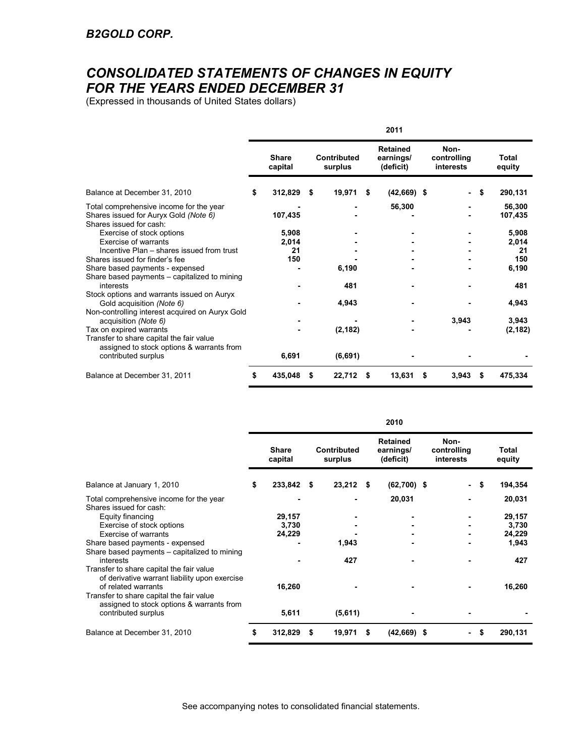*B2GOLD CORP.*

# *CONSOLIDATED STATEMENTS OF CHANGES IN EQUITY FOR THE YEARS ENDED DECEMBER 31*

(Expressed in thousands of United States dollars)

| | 2011 | | | | |
|---|---|---|---|---|---|
| | **Share capital** | **Contributed surplus** | **Retained earnings/ (deficit)** | **Non-controlling interests** | **Total equity** |
| Balance at December 31, 2010 | $ 312,829 | $ 19,971 | $ (42,669) | $ - | $ 290,131 |
| Total comprehensive income for the year | - | - | 56,300 | - | 56,300 |
| Shares issued for Auryx Gold *(Note 6)* | 107,435 | - | - | - | 107,435 |
| Shares issued for cash: | | | | | |
| Exercise of stock options | 5,908 | - | - | - | 5,908 |
| Exercise of warrants | 2,014 | - | - | - | 2,014 |
| Incentive Plan – shares issued from trust | 21 | - | - | - | 21 |
| Shares issued for finder's fee | 150 | - | - | - | 150 |
| Share based payments - expensed | - | 6,190 | - | - | 6,190 |
| Share based payments – capitalized to mining interests | - | 481 | - | - | 481 |
| Stock options and warrants issued on Auryx Gold acquisition *(Note 6)* | - | 4,943 | - | - | 4,943 |
| Non-controlling interest acquired on Auryx Gold acquisition *(Note 6)* | - | - | - | 3,943 | 3,943 |
| Tax on expired warrants | - | (2,182) | - | - | (2,182) |
| Transfer to share capital the fair value assigned to stock options & warrants from contributed surplus | 6,691 | (6,691) | - | - | - |
| Balance at December 31, 2011 | $ 435,048 | $ 22,712 | $ 13,631 | $ 3,943 | $ 475,334 |

| | 2010 | | | | |
|---|---|---|---|---|---|
| | **Share capital** | **Contributed surplus** | **Retained earnings/ (deficit)** | **Non-controlling interests** | **Total equity** |
| Balance at January 1, 2010 | $ 233,842 | $ 23,212 | $ (62,700) | $ - | $ 194,354 |
| Total comprehensive income for the year | - | - | 20,031 | - | 20,031 |
| Shares issued for cash: | | | | | |
| Equity financing | 29,157 | - | - | - | 29,157 |
| Exercise of stock options | 3,730 | - | - | - | 3,730 |
| Exercise of warrants | 24,229 | - | - | - | 24,229 |
| Share based payments - expensed | - | 1,943 | - | - | 1,943 |
| Share based payments – capitalized to mining interests | - | 427 | - | - | 427 |
| Transfer to share capital the fair value of derivative warrant liability upon exercise of related warrants | 16,260 | - | - | - | 16,260 |
| Transfer to share capital the fair value assigned to stock options & warrants from contributed surplus | 5,611 | (5,611) | - | - | - |
| Balance at December 31, 2010 | $ 312,829 | $ 19,971 | $ (42,669) | $ - | $ 290,131 |

See accompanying notes to consolidated financial statements.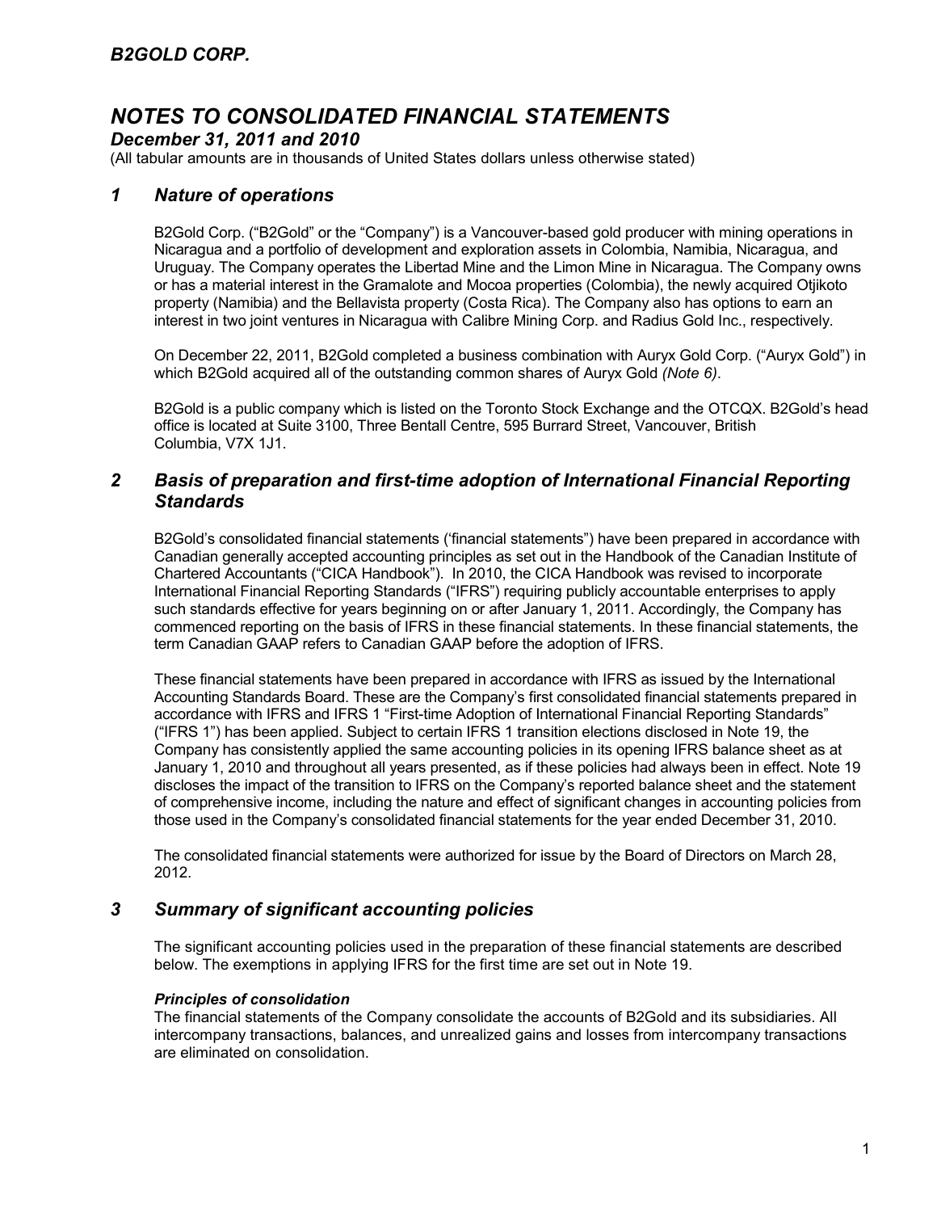# B2GOLD CORP.

# NOTES TO CONSOLIDATED FINANCIAL STATEMENTS

## December 31, 2011 and 2010

(All tabular amounts are in thousands of United States dollars unless otherwise stated)

## 1 Nature of operations

B2Gold Corp. ("B2Gold" or the "Company") is a Vancouver-based gold producer with mining operations in Nicaragua and a portfolio of development and exploration assets in Colombia, Namibia, Nicaragua, and Uruguay. The Company operates the Libertad Mine and the Limon Mine in Nicaragua. The Company owns or has a material interest in the Gramalote and Mocoa properties (Colombia), the newly acquired Otjikoto property (Namibia) and the Bellavista property (Costa Rica). The Company also has options to earn an interest in two joint ventures in Nicaragua with Calibre Mining Corp. and Radius Gold Inc., respectively.

On December 22, 2011, B2Gold completed a business combination with Auryx Gold Corp. ("Auryx Gold") in which B2Gold acquired all of the outstanding common shares of Auryx Gold *(Note 6)*.

B2Gold is a public company which is listed on the Toronto Stock Exchange and the OTCQX. B2Gold's head office is located at Suite 3100, Three Bentall Centre, 595 Burrard Street, Vancouver, British Columbia, V7X 1J1.

## 2 Basis of preparation and first-time adoption of International Financial Reporting Standards

B2Gold's consolidated financial statements ('financial statements") have been prepared in accordance with Canadian generally accepted accounting principles as set out in the Handbook of the Canadian Institute of Chartered Accountants ("CICA Handbook"). In 2010, the CICA Handbook was revised to incorporate International Financial Reporting Standards ("IFRS") requiring publicly accountable enterprises to apply such standards effective for years beginning on or after January 1, 2011. Accordingly, the Company has commenced reporting on the basis of IFRS in these financial statements. In these financial statements, the term Canadian GAAP refers to Canadian GAAP before the adoption of IFRS.

These financial statements have been prepared in accordance with IFRS as issued by the International Accounting Standards Board. These are the Company's first consolidated financial statements prepared in accordance with IFRS and IFRS 1 "First-time Adoption of International Financial Reporting Standards" ("IFRS 1") has been applied. Subject to certain IFRS 1 transition elections disclosed in Note 19, the Company has consistently applied the same accounting policies in its opening IFRS balance sheet as at January 1, 2010 and throughout all years presented, as if these policies had always been in effect. Note 19 discloses the impact of the transition to IFRS on the Company's reported balance sheet and the statement of comprehensive income, including the nature and effect of significant changes in accounting policies from those used in the Company's consolidated financial statements for the year ended December 31, 2010.

The consolidated financial statements were authorized for issue by the Board of Directors on March 28, 2012.

## 3 Summary of significant accounting policies

The significant accounting policies used in the preparation of these financial statements are described below. The exemptions in applying IFRS for the first time are set out in Note 19.

### *Principles of consolidation*

The financial statements of the Company consolidate the accounts of B2Gold and its subsidiaries. All intercompany transactions, balances, and unrealized gains and losses from intercompany transactions are eliminated on consolidation.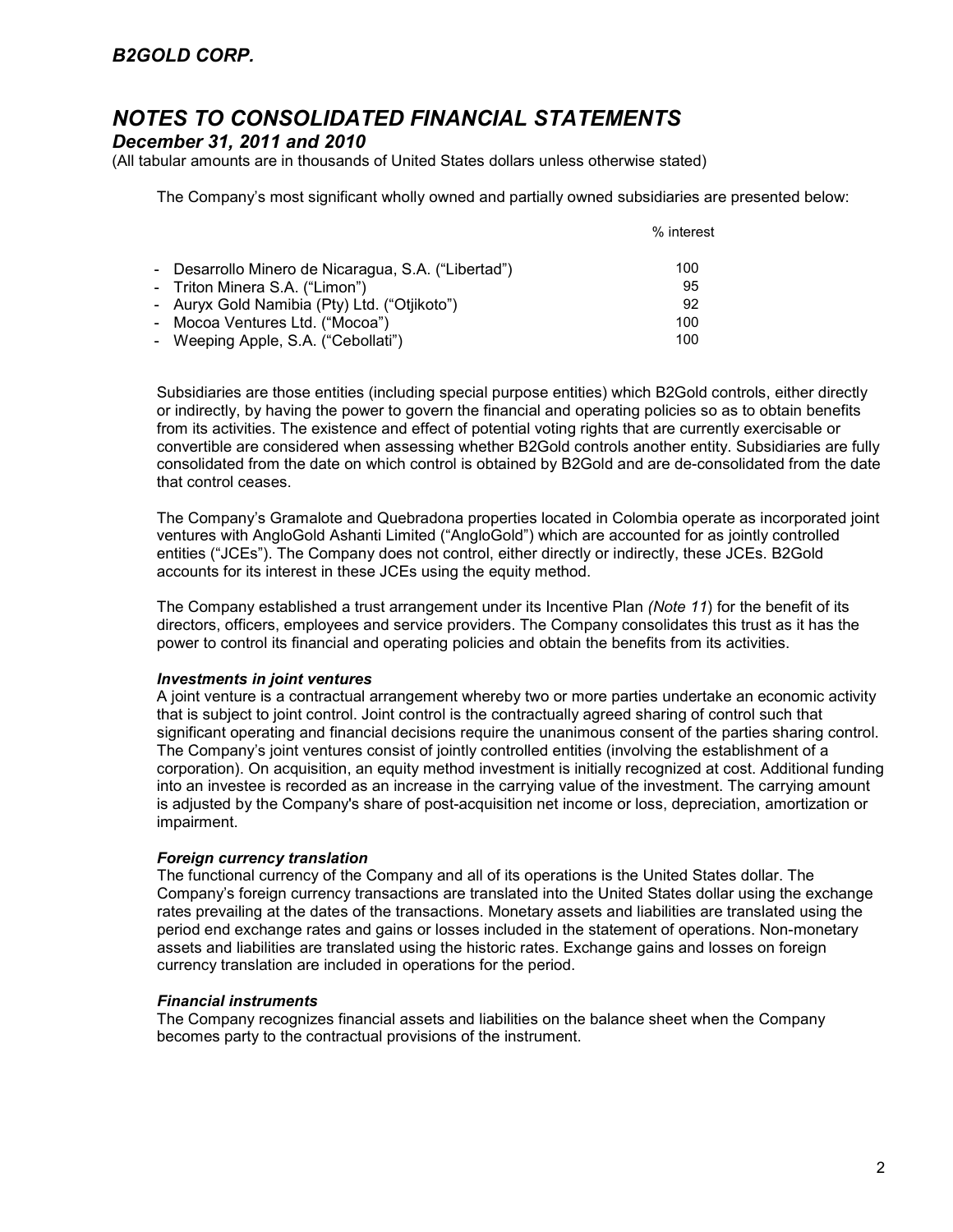The Company's most significant wholly owned and partially owned subsidiaries are presented below:

| | % interest |
|---|---|
| - Desarrollo Minero de Nicaragua, S.A. ("Libertad") | 100 |
| - Triton Minera S.A. ("Limon") | 95 |
| - Auryx Gold Namibia (Pty) Ltd. ("Otjikoto") | 92 |
| - Mocoa Ventures Ltd. ("Mocoa") | 100 |
| - Weeping Apple, S.A. ("Cebollati") | 100 |

Subsidiaries are those entities (including special purpose entities) which B2Gold controls, either directly or indirectly, by having the power to govern the financial and operating policies so as to obtain benefits from its activities. The existence and effect of potential voting rights that are currently exercisable or convertible are considered when assessing whether B2Gold controls another entity. Subsidiaries are fully consolidated from the date on which control is obtained by B2Gold and are de-consolidated from the date that control ceases.

The Company's Gramalote and Quebradona properties located in Colombia operate as incorporated joint ventures with AngloGold Ashanti Limited ("AngloGold") which are accounted for as jointly controlled entities ("JCEs"). The Company does not control, either directly or indirectly, these JCEs. B2Gold accounts for its interest in these JCEs using the equity method.

The Company established a trust arrangement under its Incentive Plan *(Note 11)* for the benefit of its directors, officers, employees and service providers. The Company consolidates this trust as it has the power to control its financial and operating policies and obtain the benefits from its activities.

***Investments in joint ventures***
A joint venture is a contractual arrangement whereby two or more parties undertake an economic activity that is subject to joint control. Joint control is the contractually agreed sharing of control such that significant operating and financial decisions require the unanimous consent of the parties sharing control. The Company's joint ventures consist of jointly controlled entities (involving the establishment of a corporation). On acquisition, an equity method investment is initially recognized at cost. Additional funding into an investee is recorded as an increase in the carrying value of the investment. The carrying amount is adjusted by the Company's share of post-acquisition net income or loss, depreciation, amortization or impairment.

***Foreign currency translation***
The functional currency of the Company and all of its operations is the United States dollar. The Company's foreign currency transactions are translated into the United States dollar using the exchange rates prevailing at the dates of the transactions. Monetary assets and liabilities are translated using the period end exchange rates and gains or losses included in the statement of operations. Non-monetary assets and liabilities are translated using the historic rates. Exchange gains and losses on foreign currency translation are included in operations for the period.

***Financial instruments***
The Company recognizes financial assets and liabilities on the balance sheet when the Company becomes party to the contractual provisions of the instrument.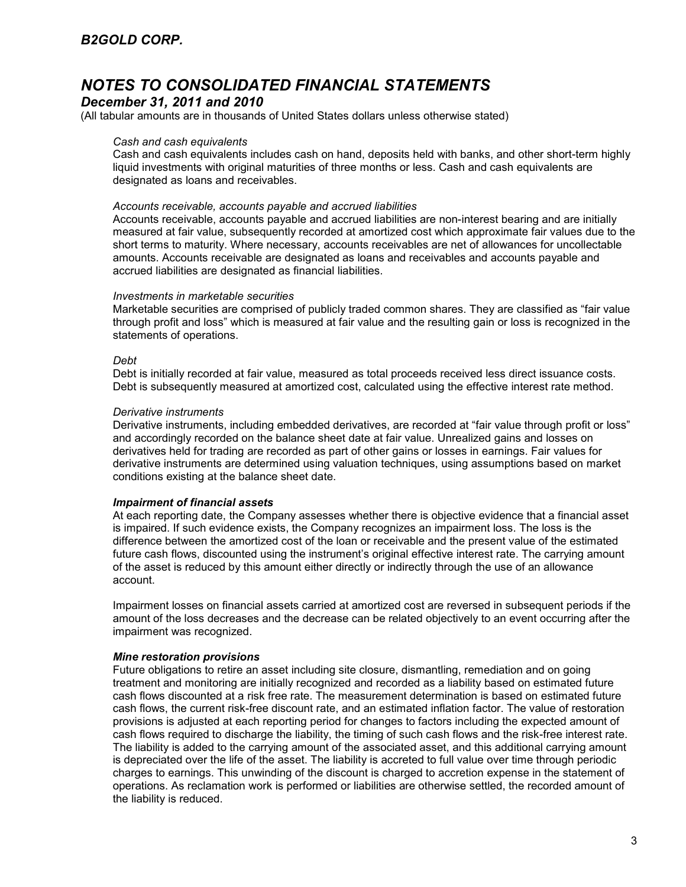*Cash and cash equivalents*
Cash and cash equivalents includes cash on hand, deposits held with banks, and other short-term highly liquid investments with original maturities of three months or less. Cash and cash equivalents are designated as loans and receivables.

*Accounts receivable, accounts payable and accrued liabilities*
Accounts receivable, accounts payable and accrued liabilities are non-interest bearing and are initially measured at fair value, subsequently recorded at amortized cost which approximate fair values due to the short terms to maturity. Where necessary, accounts receivables are net of allowances for uncollectable amounts. Accounts receivable are designated as loans and receivables and accounts payable and accrued liabilities are designated as financial liabilities.

*Investments in marketable securities*
Marketable securities are comprised of publicly traded common shares. They are classified as "fair value through profit and loss" which is measured at fair value and the resulting gain or loss is recognized in the statements of operations.

*Debt*
Debt is initially recorded at fair value, measured as total proceeds received less direct issuance costs. Debt is subsequently measured at amortized cost, calculated using the effective interest rate method.

*Derivative instruments*
Derivative instruments, including embedded derivatives, are recorded at "fair value through profit or loss" and accordingly recorded on the balance sheet date at fair value. Unrealized gains and losses on derivatives held for trading are recorded as part of other gains or losses in earnings. Fair values for derivative instruments are determined using valuation techniques, using assumptions based on market conditions existing at the balance sheet date.

***Impairment of financial assets***
At each reporting date, the Company assesses whether there is objective evidence that a financial asset is impaired. If such evidence exists, the Company recognizes an impairment loss. The loss is the difference between the amortized cost of the loan or receivable and the present value of the estimated future cash flows, discounted using the instrument's original effective interest rate. The carrying amount of the asset is reduced by this amount either directly or indirectly through the use of an allowance account.

Impairment losses on financial assets carried at amortized cost are reversed in subsequent periods if the amount of the loss decreases and the decrease can be related objectively to an event occurring after the impairment was recognized.

***Mine restoration provisions***
Future obligations to retire an asset including site closure, dismantling, remediation and on going treatment and monitoring are initially recognized and recorded as a liability based on estimated future cash flows discounted at a risk free rate. The measurement determination is based on estimated future cash flows, the current risk-free discount rate, and an estimated inflation factor. The value of restoration provisions is adjusted at each reporting period for changes to factors including the expected amount of cash flows required to discharge the liability, the timing of such cash flows and the risk-free interest rate. The liability is added to the carrying amount of the associated asset, and this additional carrying amount is depreciated over the life of the asset. The liability is accreted to full value over time through periodic charges to earnings. This unwinding of the discount is charged to accretion expense in the statement of operations. As reclamation work is performed or liabilities are otherwise settled, the recorded amount of the liability is reduced.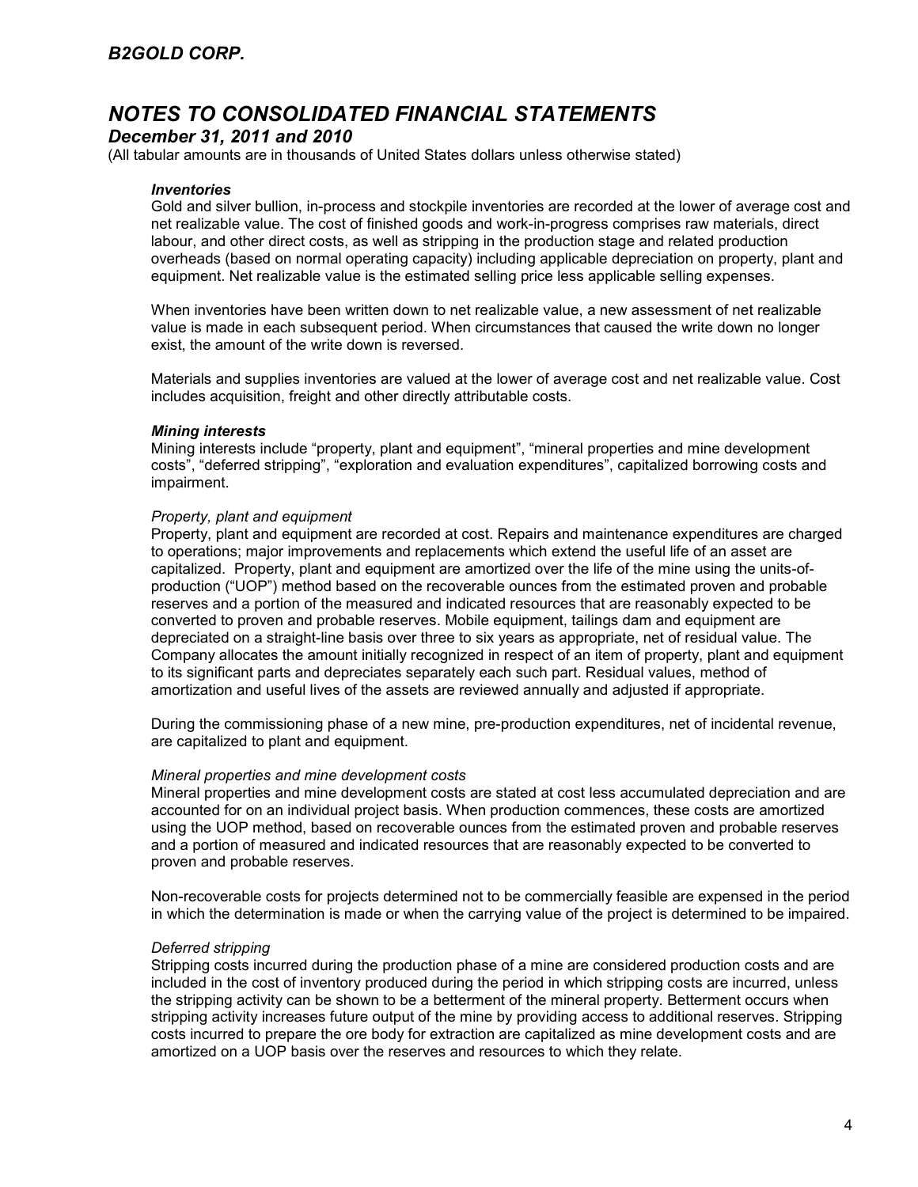### *Inventories*

Gold and silver bullion, in-process and stockpile inventories are recorded at the lower of average cost and net realizable value. The cost of finished goods and work-in-progress comprises raw materials, direct labour, and other direct costs, as well as stripping in the production stage and related production overheads (based on normal operating capacity) including applicable depreciation on property, plant and equipment. Net realizable value is the estimated selling price less applicable selling expenses.

When inventories have been written down to net realizable value, a new assessment of net realizable value is made in each subsequent period. When circumstances that caused the write down no longer exist, the amount of the write down is reversed.

Materials and supplies inventories are valued at the lower of average cost and net realizable value. Cost includes acquisition, freight and other directly attributable costs.

### *Mining interests*

Mining interests include "property, plant and equipment", "mineral properties and mine development costs", "deferred stripping", "exploration and evaluation expenditures", capitalized borrowing costs and impairment.

*Property, plant and equipment*

Property, plant and equipment are recorded at cost. Repairs and maintenance expenditures are charged to operations; major improvements and replacements which extend the useful life of an asset are capitalized. Property, plant and equipment are amortized over the life of the mine using the units-of-production ("UOP") method based on the recoverable ounces from the estimated proven and probable reserves and a portion of the measured and indicated resources that are reasonably expected to be converted to proven and probable reserves. Mobile equipment, tailings dam and equipment are depreciated on a straight-line basis over three to six years as appropriate, net of residual value. The Company allocates the amount initially recognized in respect of an item of property, plant and equipment to its significant parts and depreciates separately each such part. Residual values, method of amortization and useful lives of the assets are reviewed annually and adjusted if appropriate.

During the commissioning phase of a new mine, pre-production expenditures, net of incidental revenue, are capitalized to plant and equipment.

*Mineral properties and mine development costs*

Mineral properties and mine development costs are stated at cost less accumulated depreciation and are accounted for on an individual project basis. When production commences, these costs are amortized using the UOP method, based on recoverable ounces from the estimated proven and probable reserves and a portion of measured and indicated resources that are reasonably expected to be converted to proven and probable reserves.

Non-recoverable costs for projects determined not to be commercially feasible are expensed in the period in which the determination is made or when the carrying value of the project is determined to be impaired.

*Deferred stripping*

Stripping costs incurred during the production phase of a mine are considered production costs and are included in the cost of inventory produced during the period in which stripping costs are incurred, unless the stripping activity can be shown to be a betterment of the mineral property. Betterment occurs when stripping activity increases future output of the mine by providing access to additional reserves. Stripping costs incurred to prepare the ore body for extraction are capitalized as mine development costs and are amortized on a UOP basis over the reserves and resources to which they relate.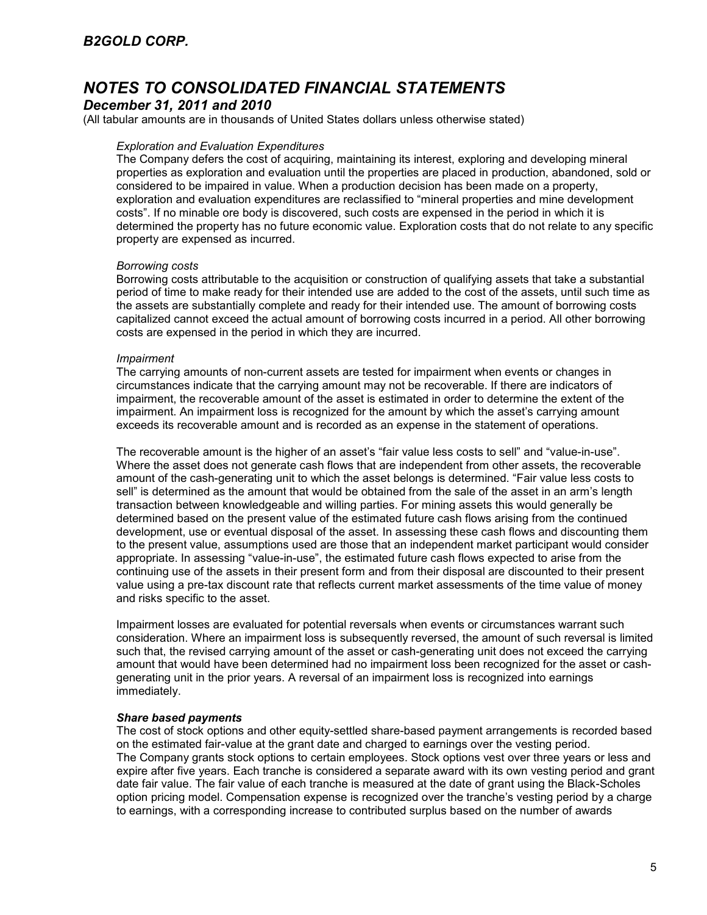*Exploration and Evaluation Expenditures*
The Company defers the cost of acquiring, maintaining its interest, exploring and developing mineral properties as exploration and evaluation until the properties are placed in production, abandoned, sold or considered to be impaired in value. When a production decision has been made on a property, exploration and evaluation expenditures are reclassified to "mineral properties and mine development costs". If no minable ore body is discovered, such costs are expensed in the period in which it is determined the property has no future economic value. Exploration costs that do not relate to any specific property are expensed as incurred.

*Borrowing costs*
Borrowing costs attributable to the acquisition or construction of qualifying assets that take a substantial period of time to make ready for their intended use are added to the cost of the assets, until such time as the assets are substantially complete and ready for their intended use. The amount of borrowing costs capitalized cannot exceed the actual amount of borrowing costs incurred in a period. All other borrowing costs are expensed in the period in which they are incurred.

*Impairment*
The carrying amounts of non-current assets are tested for impairment when events or changes in circumstances indicate that the carrying amount may not be recoverable. If there are indicators of impairment, the recoverable amount of the asset is estimated in order to determine the extent of the impairment. An impairment loss is recognized for the amount by which the asset's carrying amount exceeds its recoverable amount and is recorded as an expense in the statement of operations.

The recoverable amount is the higher of an asset's "fair value less costs to sell" and "value-in-use". Where the asset does not generate cash flows that are independent from other assets, the recoverable amount of the cash-generating unit to which the asset belongs is determined. "Fair value less costs to sell" is determined as the amount that would be obtained from the sale of the asset in an arm's length transaction between knowledgeable and willing parties. For mining assets this would generally be determined based on the present value of the estimated future cash flows arising from the continued development, use or eventual disposal of the asset. In assessing these cash flows and discounting them to the present value, assumptions used are those that an independent market participant would consider appropriate. In assessing "value-in-use", the estimated future cash flows expected to arise from the continuing use of the assets in their present form and from their disposal are discounted to their present value using a pre-tax discount rate that reflects current market assessments of the time value of money and risks specific to the asset.

Impairment losses are evaluated for potential reversals when events or circumstances warrant such consideration. Where an impairment loss is subsequently reversed, the amount of such reversal is limited such that, the revised carrying amount of the asset or cash-generating unit does not exceed the carrying amount that would have been determined had no impairment loss been recognized for the asset or cash-generating unit in the prior years. A reversal of an impairment loss is recognized into earnings immediately.

***Share based payments***
The cost of stock options and other equity-settled share-based payment arrangements is recorded based on the estimated fair-value at the grant date and charged to earnings over the vesting period.
The Company grants stock options to certain employees. Stock options vest over three years or less and expire after five years. Each tranche is considered a separate award with its own vesting period and grant date fair value. The fair value of each tranche is measured at the date of grant using the Black-Scholes option pricing model. Compensation expense is recognized over the tranche's vesting period by a charge to earnings, with a corresponding increase to contributed surplus based on the number of awards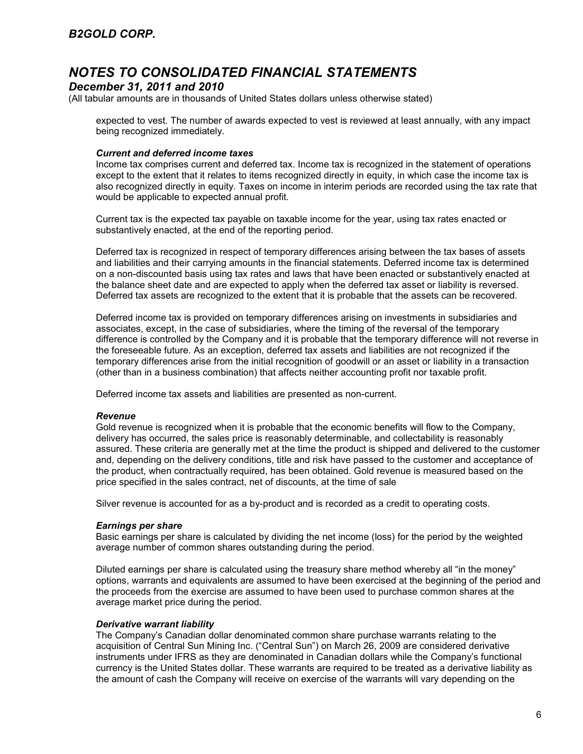expected to vest. The number of awards expected to vest is reviewed at least annually, with any impact being recognized immediately.

***Current and deferred income taxes***

Income tax comprises current and deferred tax. Income tax is recognized in the statement of operations except to the extent that it relates to items recognized directly in equity, in which case the income tax is also recognized directly in equity. Taxes on income in interim periods are recorded using the tax rate that would be applicable to expected annual profit.

Current tax is the expected tax payable on taxable income for the year, using tax rates enacted or substantively enacted, at the end of the reporting period.

Deferred tax is recognized in respect of temporary differences arising between the tax bases of assets and liabilities and their carrying amounts in the financial statements. Deferred income tax is determined on a non-discounted basis using tax rates and laws that have been enacted or substantively enacted at the balance sheet date and are expected to apply when the deferred tax asset or liability is reversed. Deferred tax assets are recognized to the extent that it is probable that the assets can be recovered.

Deferred income tax is provided on temporary differences arising on investments in subsidiaries and associates, except, in the case of subsidiaries, where the timing of the reversal of the temporary difference is controlled by the Company and it is probable that the temporary difference will not reverse in the foreseeable future. As an exception, deferred tax assets and liabilities are not recognized if the temporary differences arise from the initial recognition of goodwill or an asset or liability in a transaction (other than in a business combination) that affects neither accounting profit nor taxable profit.

Deferred income tax assets and liabilities are presented as non-current.

***Revenue***

Gold revenue is recognized when it is probable that the economic benefits will flow to the Company, delivery has occurred, the sales price is reasonably determinable, and collectability is reasonably assured. These criteria are generally met at the time the product is shipped and delivered to the customer and, depending on the delivery conditions, title and risk have passed to the customer and acceptance of the product, when contractually required, has been obtained. Gold revenue is measured based on the price specified in the sales contract, net of discounts, at the time of sale

Silver revenue is accounted for as a by-product and is recorded as a credit to operating costs.

***Earnings per share***

Basic earnings per share is calculated by dividing the net income (loss) for the period by the weighted average number of common shares outstanding during the period.

Diluted earnings per share is calculated using the treasury share method whereby all "in the money" options, warrants and equivalents are assumed to have been exercised at the beginning of the period and the proceeds from the exercise are assumed to have been used to purchase common shares at the average market price during the period.

***Derivative warrant liability***

The Company's Canadian dollar denominated common share purchase warrants relating to the acquisition of Central Sun Mining Inc. ("Central Sun") on March 26, 2009 are considered derivative instruments under IFRS as they are denominated in Canadian dollars while the Company's functional currency is the United States dollar. These warrants are required to be treated as a derivative liability as the amount of cash the Company will receive on exercise of the warrants will vary depending on the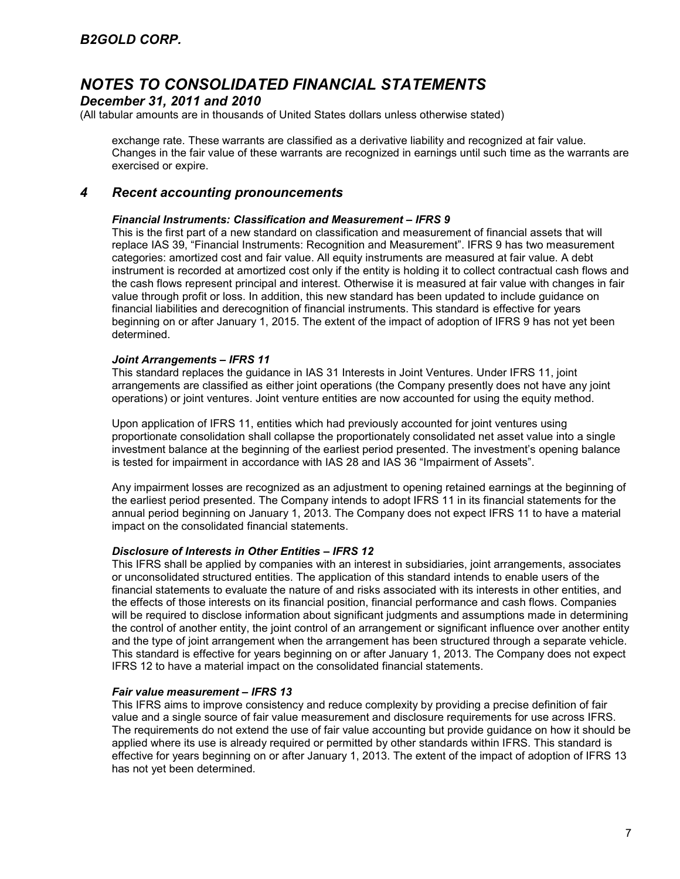exchange rate. These warrants are classified as a derivative liability and recognized at fair value. Changes in the fair value of these warrants are recognized in earnings until such time as the warrants are exercised or expire.

## 4 Recent accounting pronouncements

***Financial Instruments: Classification and Measurement – IFRS 9***

This is the first part of a new standard on classification and measurement of financial assets that will replace IAS 39, "Financial Instruments: Recognition and Measurement". IFRS 9 has two measurement categories: amortized cost and fair value. All equity instruments are measured at fair value. A debt instrument is recorded at amortized cost only if the entity is holding it to collect contractual cash flows and the cash flows represent principal and interest. Otherwise it is measured at fair value with changes in fair value through profit or loss. In addition, this new standard has been updated to include guidance on financial liabilities and derecognition of financial instruments. This standard is effective for years beginning on or after January 1, 2015. The extent of the impact of adoption of IFRS 9 has not yet been determined.

***Joint Arrangements – IFRS 11***

This standard replaces the guidance in IAS 31 Interests in Joint Ventures. Under IFRS 11, joint arrangements are classified as either joint operations (the Company presently does not have any joint operations) or joint ventures. Joint venture entities are now accounted for using the equity method.

Upon application of IFRS 11, entities which had previously accounted for joint ventures using proportionate consolidation shall collapse the proportionately consolidated net asset value into a single investment balance at the beginning of the earliest period presented. The investment's opening balance is tested for impairment in accordance with IAS 28 and IAS 36 "Impairment of Assets".

Any impairment losses are recognized as an adjustment to opening retained earnings at the beginning of the earliest period presented. The Company intends to adopt IFRS 11 in its financial statements for the annual period beginning on January 1, 2013. The Company does not expect IFRS 11 to have a material impact on the consolidated financial statements.

***Disclosure of Interests in Other Entities – IFRS 12***

This IFRS shall be applied by companies with an interest in subsidiaries, joint arrangements, associates or unconsolidated structured entities. The application of this standard intends to enable users of the financial statements to evaluate the nature of and risks associated with its interests in other entities, and the effects of those interests on its financial position, financial performance and cash flows. Companies will be required to disclose information about significant judgments and assumptions made in determining the control of another entity, the joint control of an arrangement or significant influence over another entity and the type of joint arrangement when the arrangement has been structured through a separate vehicle. This standard is effective for years beginning on or after January 1, 2013. The Company does not expect IFRS 12 to have a material impact on the consolidated financial statements.

***Fair value measurement – IFRS 13***

This IFRS aims to improve consistency and reduce complexity by providing a precise definition of fair value and a single source of fair value measurement and disclosure requirements for use across IFRS. The requirements do not extend the use of fair value accounting but provide guidance on how it should be applied where its use is already required or permitted by other standards within IFRS. This standard is effective for years beginning on or after January 1, 2013. The extent of the impact of adoption of IFRS 13 has not yet been determined.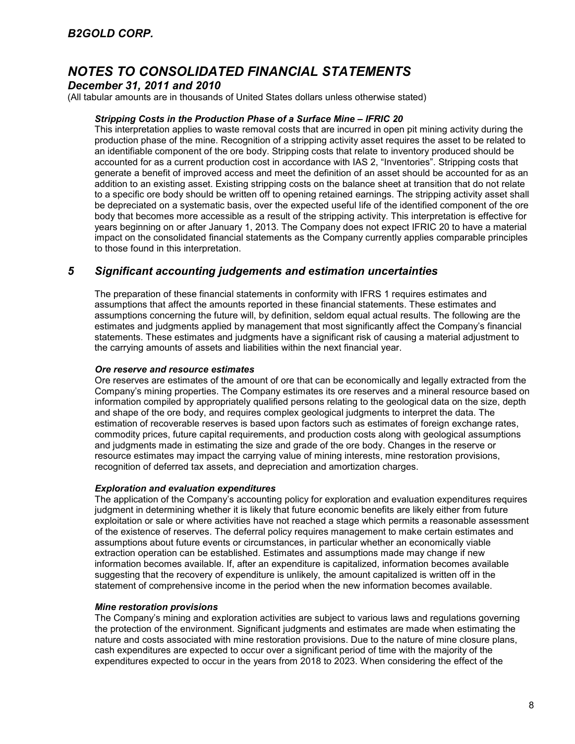### Stripping Costs in the Production Phase of a Surface Mine – IFRIC 20

This interpretation applies to waste removal costs that are incurred in open pit mining activity during the production phase of the mine. Recognition of a stripping activity asset requires the asset to be related to an identifiable component of the ore body. Stripping costs that relate to inventory produced should be accounted for as a current production cost in accordance with IAS 2, "Inventories". Stripping costs that generate a benefit of improved access and meet the definition of an asset should be accounted for as an addition to an existing asset. Existing stripping costs on the balance sheet at transition that do not relate to a specific ore body should be written off to opening retained earnings. The stripping activity asset shall be depreciated on a systematic basis, over the expected useful life of the identified component of the ore body that becomes more accessible as a result of the stripping activity. This interpretation is effective for years beginning on or after January 1, 2013. The Company does not expect IFRIC 20 to have a material impact on the consolidated financial statements as the Company currently applies comparable principles to those found in this interpretation.

## 5 Significant accounting judgements and estimation uncertainties

The preparation of these financial statements in conformity with IFRS 1 requires estimates and assumptions that affect the amounts reported in these financial statements. These estimates and assumptions concerning the future will, by definition, seldom equal actual results. The following are the estimates and judgments applied by management that most significantly affect the Company's financial statements. These estimates and judgments have a significant risk of causing a material adjustment to the carrying amounts of assets and liabilities within the next financial year.

### Ore reserve and resource estimates

Ore reserves are estimates of the amount of ore that can be economically and legally extracted from the Company's mining properties. The Company estimates its ore reserves and a mineral resource based on information compiled by appropriately qualified persons relating to the geological data on the size, depth and shape of the ore body, and requires complex geological judgments to interpret the data. The estimation of recoverable reserves is based upon factors such as estimates of foreign exchange rates, commodity prices, future capital requirements, and production costs along with geological assumptions and judgments made in estimating the size and grade of the ore body. Changes in the reserve or resource estimates may impact the carrying value of mining interests, mine restoration provisions, recognition of deferred tax assets, and depreciation and amortization charges.

### Exploration and evaluation expenditures

The application of the Company's accounting policy for exploration and evaluation expenditures requires judgment in determining whether it is likely that future economic benefits are likely either from future exploitation or sale or where activities have not reached a stage which permits a reasonable assessment of the existence of reserves. The deferral policy requires management to make certain estimates and assumptions about future events or circumstances, in particular whether an economically viable extraction operation can be established. Estimates and assumptions made may change if new information becomes available. If, after an expenditure is capitalized, information becomes available suggesting that the recovery of expenditure is unlikely, the amount capitalized is written off in the statement of comprehensive income in the period when the new information becomes available.

### Mine restoration provisions

The Company's mining and exploration activities are subject to various laws and regulations governing the protection of the environment. Significant judgments and estimates are made when estimating the nature and costs associated with mine restoration provisions. Due to the nature of mine closure plans, cash expenditures are expected to occur over a significant period of time with the majority of the expenditures expected to occur in the years from 2018 to 2023. When considering the effect of the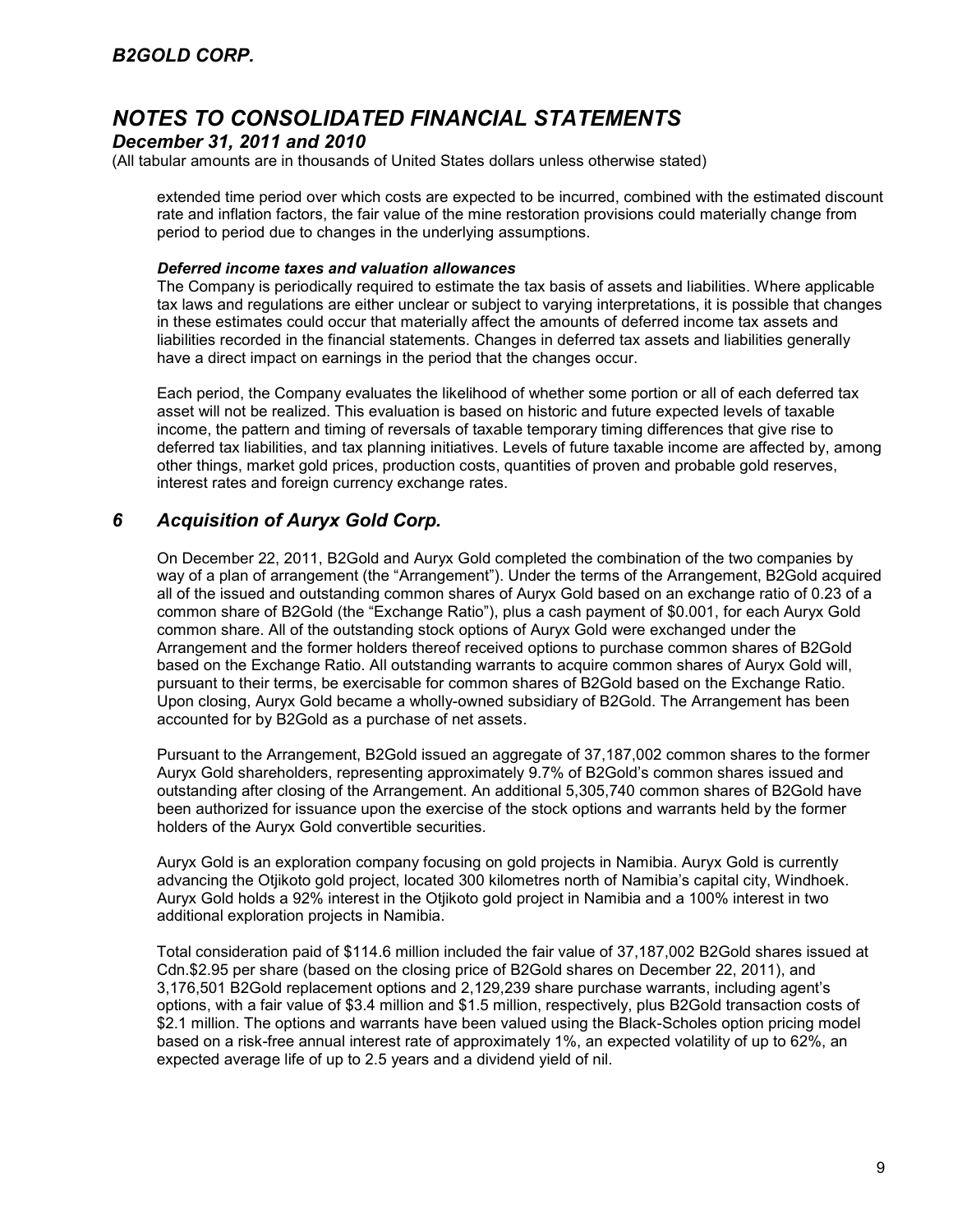extended time period over which costs are expected to be incurred, combined with the estimated discount rate and inflation factors, the fair value of the mine restoration provisions could materially change from period to period due to changes in the underlying assumptions.

***Deferred income taxes and valuation allowances***

The Company is periodically required to estimate the tax basis of assets and liabilities. Where applicable tax laws and regulations are either unclear or subject to varying interpretations, it is possible that changes in these estimates could occur that materially affect the amounts of deferred income tax assets and liabilities recorded in the financial statements. Changes in deferred tax assets and liabilities generally have a direct impact on earnings in the period that the changes occur.

Each period, the Company evaluates the likelihood of whether some portion or all of each deferred tax asset will not be realized. This evaluation is based on historic and future expected levels of taxable income, the pattern and timing of reversals of taxable temporary timing differences that give rise to deferred tax liabilities, and tax planning initiatives. Levels of future taxable income are affected by, among other things, market gold prices, production costs, quantities of proven and probable gold reserves, interest rates and foreign currency exchange rates.

## *6 Acquisition of Auryx Gold Corp.*

On December 22, 2011, B2Gold and Auryx Gold completed the combination of the two companies by way of a plan of arrangement (the "Arrangement"). Under the terms of the Arrangement, B2Gold acquired all of the issued and outstanding common shares of Auryx Gold based on an exchange ratio of 0.23 of a common share of B2Gold (the "Exchange Ratio"), plus a cash payment of $0.001, for each Auryx Gold common share. All of the outstanding stock options of Auryx Gold were exchanged under the Arrangement and the former holders thereof received options to purchase common shares of B2Gold based on the Exchange Ratio. All outstanding warrants to acquire common shares of Auryx Gold will, pursuant to their terms, be exercisable for common shares of B2Gold based on the Exchange Ratio. Upon closing, Auryx Gold became a wholly-owned subsidiary of B2Gold. The Arrangement has been accounted for by B2Gold as a purchase of net assets.

Pursuant to the Arrangement, B2Gold issued an aggregate of 37,187,002 common shares to the former Auryx Gold shareholders, representing approximately 9.7% of B2Gold's common shares issued and outstanding after closing of the Arrangement. An additional 5,305,740 common shares of B2Gold have been authorized for issuance upon the exercise of the stock options and warrants held by the former holders of the Auryx Gold convertible securities.

Auryx Gold is an exploration company focusing on gold projects in Namibia. Auryx Gold is currently advancing the Otjikoto gold project, located 300 kilometres north of Namibia's capital city, Windhoek. Auryx Gold holds a 92% interest in the Otjikoto gold project in Namibia and a 100% interest in two additional exploration projects in Namibia.

Total consideration paid of $114.6 million included the fair value of 37,187,002 B2Gold shares issued at Cdn.$2.95 per share (based on the closing price of B2Gold shares on December 22, 2011), and 3,176,501 B2Gold replacement options and 2,129,239 share purchase warrants, including agent's options, with a fair value of $3.4 million and $1.5 million, respectively, plus B2Gold transaction costs of $2.1 million. The options and warrants have been valued using the Black-Scholes option pricing model based on a risk-free annual interest rate of approximately 1%, an expected volatility of up to 62%, an expected average life of up to 2.5 years and a dividend yield of nil.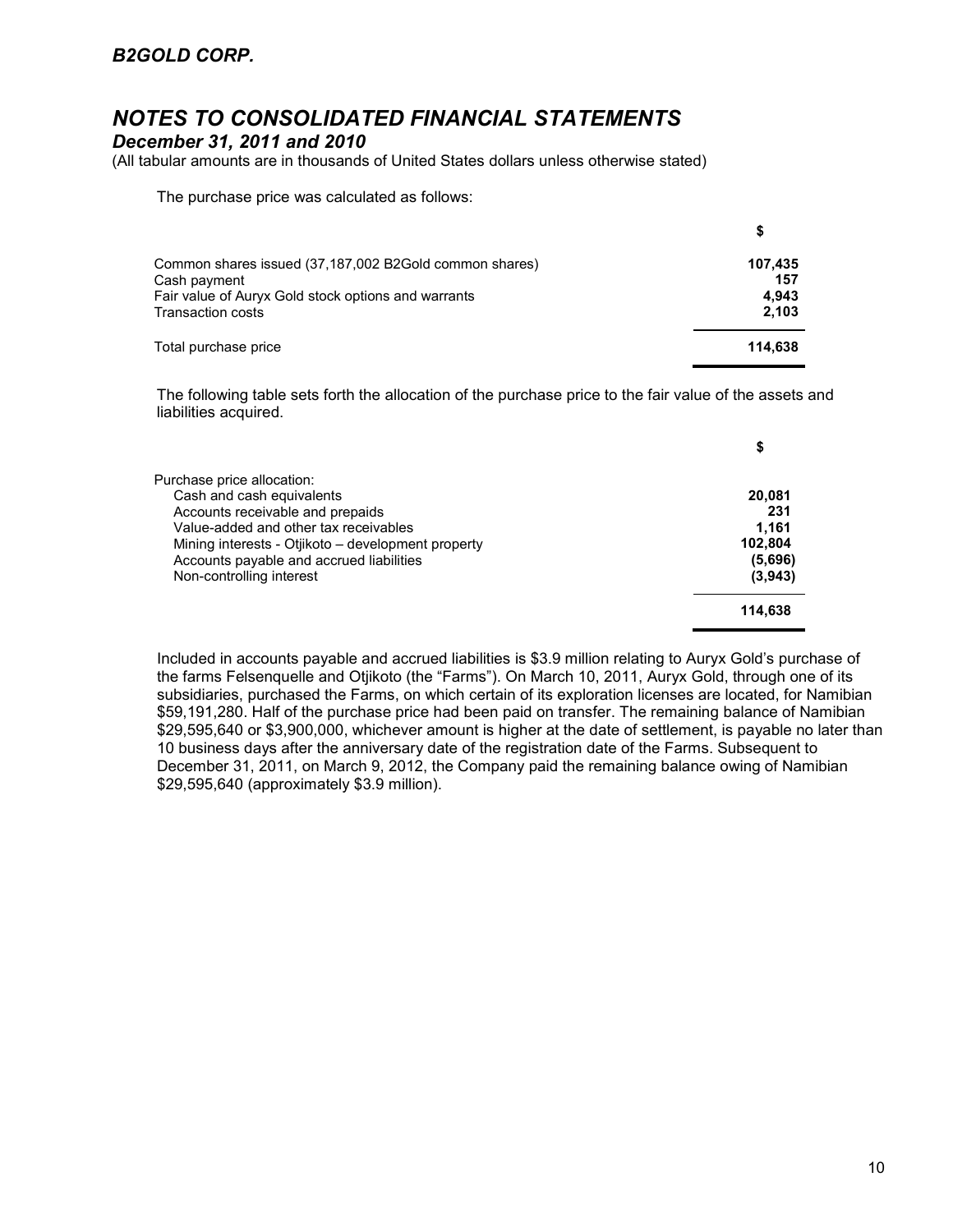The purchase price was calculated as follows:

| | $ |
|---|---|
| Common shares issued (37,187,002 B2Gold common shares) | **107,435** |
| Cash payment | **157** |
| Fair value of Auryx Gold stock options and warrants | **4,943** |
| Transaction costs | **2,103** |
| Total purchase price | **114,638** |

The following table sets forth the allocation of the purchase price to the fair value of the assets and liabilities acquired.

| | $ |
|---|---|
| Purchase price allocation: | |
| Cash and cash equivalents | **20,081** |
| Accounts receivable and prepaids | **231** |
| Value-added and other tax receivables | **1,161** |
| Mining interests - Otjikoto – development property | **102,804** |
| Accounts payable and accrued liabilities | **(5,696)** |
| Non-controlling interest | **(3,943)** |
| | **114,638** |

Included in accounts payable and accrued liabilities is $3.9 million relating to Auryx Gold's purchase of the farms Felsenquelle and Otjikoto (the "Farms"). On March 10, 2011, Auryx Gold, through one of its subsidiaries, purchased the Farms, on which certain of its exploration licenses are located, for Namibian $59,191,280. Half of the purchase price had been paid on transfer. The remaining balance of Namibian $29,595,640 or $3,900,000, whichever amount is higher at the date of settlement, is payable no later than 10 business days after the anniversary date of the registration date of the Farms. Subsequent to December 31, 2011, on March 9, 2012, the Company paid the remaining balance owing of Namibian $29,595,640 (approximately $3.9 million).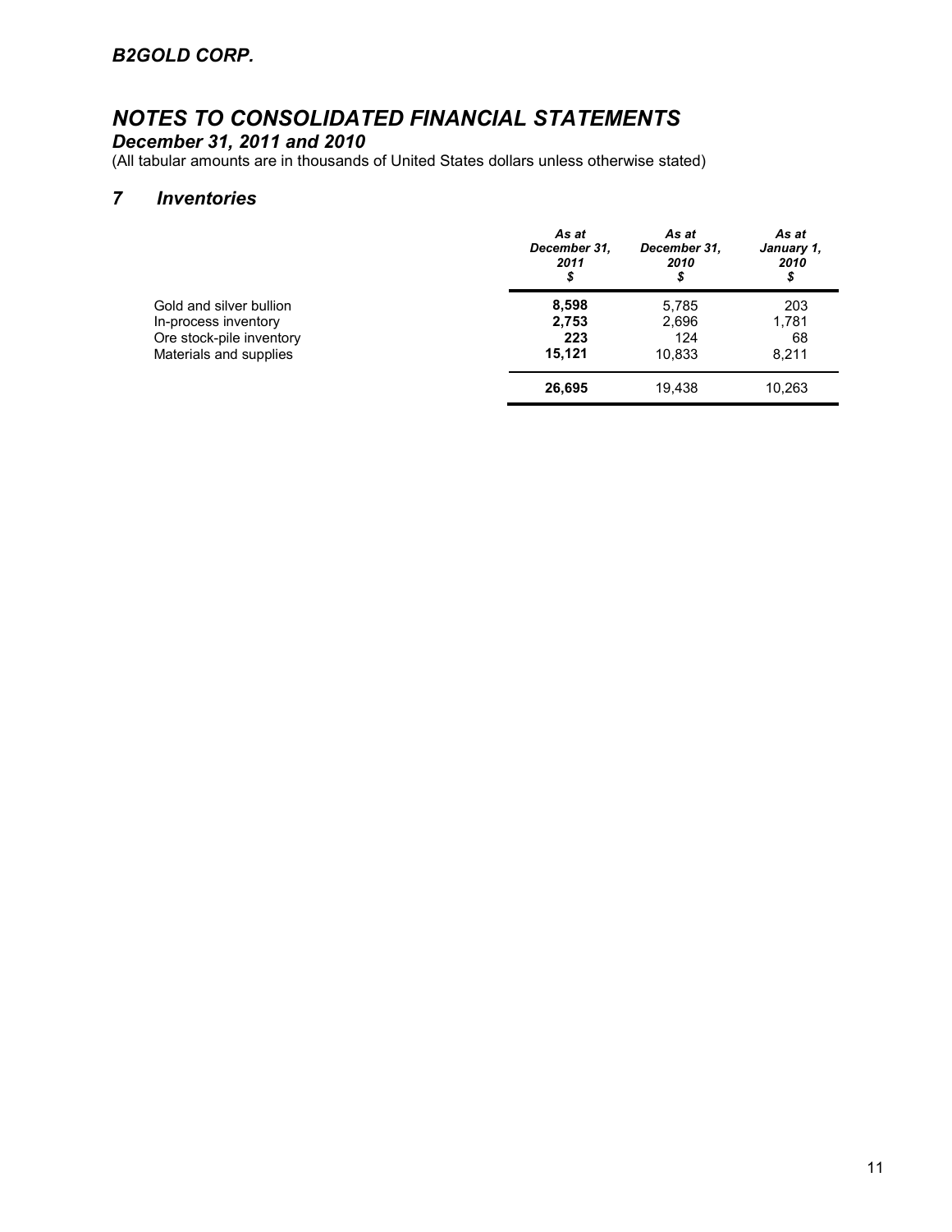*B2GOLD CORP.*

# *NOTES TO CONSOLIDATED FINANCIAL STATEMENTS*

## *December 31, 2011 and 2010*

(All tabular amounts are in thousands of United States dollars unless otherwise stated)

## *7 Inventories*

| | *As at December 31, 2011* *$* | *As at December 31, 2010* *$* | *As at January 1, 2010* *$* |
|---|---|---|---|
| Gold and silver bullion | **8,598** | 5,785 | 203 |
| In-process inventory | **2,753** | 2,696 | 1,781 |
| Ore stock-pile inventory | **223** | 124 | 68 |
| Materials and supplies | **15,121** | 10,833 | 8,211 |
| | **26,695** | 19,438 | 10,263 |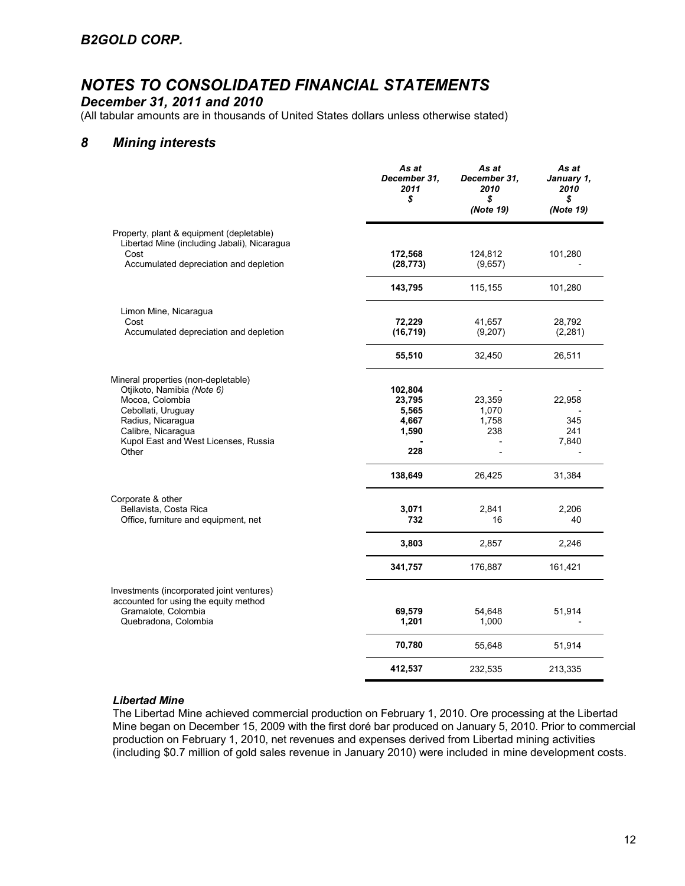## NOTES TO CONSOLIDATED FINANCIAL STATEMENTS

### December 31, 2011 and 2010

(All tabular amounts are in thousands of United States dollars unless otherwise stated)

## 8 Mining interests

| | As at December 31, 2011 $ | As at December 31, 2010 $ (Note 19) | As at January 1, 2010 $ (Note 19) |
|---|---|---|---|
| Property, plant & equipment (depletable) | | | |
| Libertad Mine (including Jabali), Nicaragua | | | |
| Cost | **172,568** | 124,812 | 101,280 |
| Accumulated depreciation and depletion | **(28,773)** | (9,657) | - |
| | **143,795** | 115,155 | 101,280 |
| Limon Mine, Nicaragua | | | |
| Cost | **72,229** | 41,657 | 28,792 |
| Accumulated depreciation and depletion | **(16,719)** | (9,207) | (2,281) |
| | **55,510** | 32,450 | 26,511 |
| Mineral properties (non-depletable) | | | |
| Otjikoto, Namibia *(Note 6)* | **102,804** | - | - |
| Mocoa, Colombia | **23,795** | 23,359 | 22,958 |
| Cebollati, Uruguay | **5,565** | 1,070 | - |
| Radius, Nicaragua | **4,667** | 1,758 | 345 |
| Calibre, Nicaragua | **1,590** | 238 | 241 |
| Kupol East and West Licenses, Russia | **-** | - | 7,840 |
| Other | **228** | - | - |
| | **138,649** | 26,425 | 31,384 |
| Corporate & other | | | |
| Bellavista, Costa Rica | **3,071** | 2,841 | 2,206 |
| Office, furniture and equipment, net | **732** | 16 | 40 |
| | **3,803** | 2,857 | 2,246 |
| | **341,757** | 176,887 | 161,421 |
| Investments (incorporated joint ventures) accounted for using the equity method | | | |
| Gramalote, Colombia | **69,579** | 54,648 | 51,914 |
| Quebradona, Colombia | **1,201** | 1,000 | - |
| | **70,780** | 55,648 | 51,914 |
| | **412,537** | 232,535 | 213,335 |

### *Libertad Mine*

The Libertad Mine achieved commercial production on February 1, 2010. Ore processing at the Libertad Mine began on December 15, 2009 with the first doré bar produced on January 5, 2010. Prior to commercial production on February 1, 2010, net revenues and expenses derived from Libertad mining activities (including $0.7 million of gold sales revenue in January 2010) were included in mine development costs.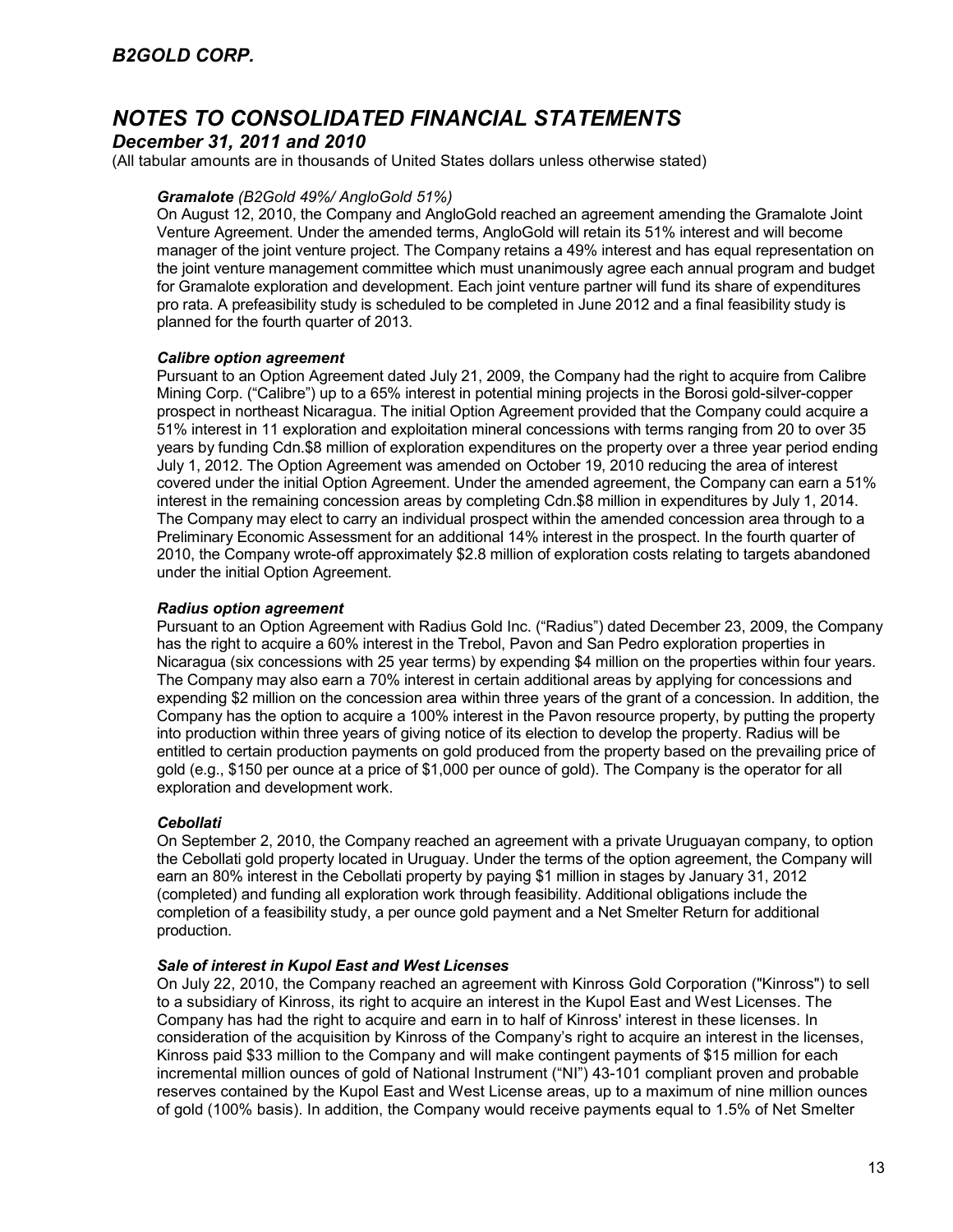***Gramalote** (B2Gold 49%/ AngloGold 51%)*

On August 12, 2010, the Company and AngloGold reached an agreement amending the Gramalote Joint Venture Agreement. Under the amended terms, AngloGold will retain its 51% interest and will become manager of the joint venture project. The Company retains a 49% interest and has equal representation on the joint venture management committee which must unanimously agree each annual program and budget for Gramalote exploration and development. Each joint venture partner will fund its share of expenditures pro rata. A prefeasibility study is scheduled to be completed in June 2012 and a final feasibility study is planned for the fourth quarter of 2013.

***Calibre option agreement***

Pursuant to an Option Agreement dated July 21, 2009, the Company had the right to acquire from Calibre Mining Corp. ("Calibre") up to a 65% interest in potential mining projects in the Borosi gold-silver-copper prospect in northeast Nicaragua. The initial Option Agreement provided that the Company could acquire a 51% interest in 11 exploration and exploitation mineral concessions with terms ranging from 20 to over 35 years by funding Cdn.$8 million of exploration expenditures on the property over a three year period ending July 1, 2012. The Option Agreement was amended on October 19, 2010 reducing the area of interest covered under the initial Option Agreement. Under the amended agreement, the Company can earn a 51% interest in the remaining concession areas by completing Cdn.$8 million in expenditures by July 1, 2014. The Company may elect to carry an individual prospect within the amended concession area through to a Preliminary Economic Assessment for an additional 14% interest in the prospect. In the fourth quarter of 2010, the Company wrote-off approximately $2.8 million of exploration costs relating to targets abandoned under the initial Option Agreement.

***Radius option agreement***

Pursuant to an Option Agreement with Radius Gold Inc. ("Radius") dated December 23, 2009, the Company has the right to acquire a 60% interest in the Trebol, Pavon and San Pedro exploration properties in Nicaragua (six concessions with 25 year terms) by expending $4 million on the properties within four years. The Company may also earn a 70% interest in certain additional areas by applying for concessions and expending $2 million on the concession area within three years of the grant of a concession. In addition, the Company has the option to acquire a 100% interest in the Pavon resource property, by putting the property into production within three years of giving notice of its election to develop the property. Radius will be entitled to certain production payments on gold produced from the property based on the prevailing price of gold (e.g., $150 per ounce at a price of $1,000 per ounce of gold). The Company is the operator for all exploration and development work.

***Cebollati***

On September 2, 2010, the Company reached an agreement with a private Uruguayan company, to option the Cebollati gold property located in Uruguay. Under the terms of the option agreement, the Company will earn an 80% interest in the Cebollati property by paying $1 million in stages by January 31, 2012 (completed) and funding all exploration work through feasibility. Additional obligations include the completion of a feasibility study, a per ounce gold payment and a Net Smelter Return for additional production.

***Sale of interest in Kupol East and West Licenses***

On July 22, 2010, the Company reached an agreement with Kinross Gold Corporation ("Kinross") to sell to a subsidiary of Kinross, its right to acquire an interest in the Kupol East and West Licenses. The Company has had the right to acquire and earn in to half of Kinross' interest in these licenses. In consideration of the acquisition by Kinross of the Company's right to acquire an interest in the licenses, Kinross paid $33 million to the Company and will make contingent payments of $15 million for each incremental million ounces of gold of National Instrument ("NI") 43-101 compliant proven and probable reserves contained by the Kupol East and West License areas, up to a maximum of nine million ounces of gold (100% basis). In addition, the Company would receive payments equal to 1.5% of Net Smelter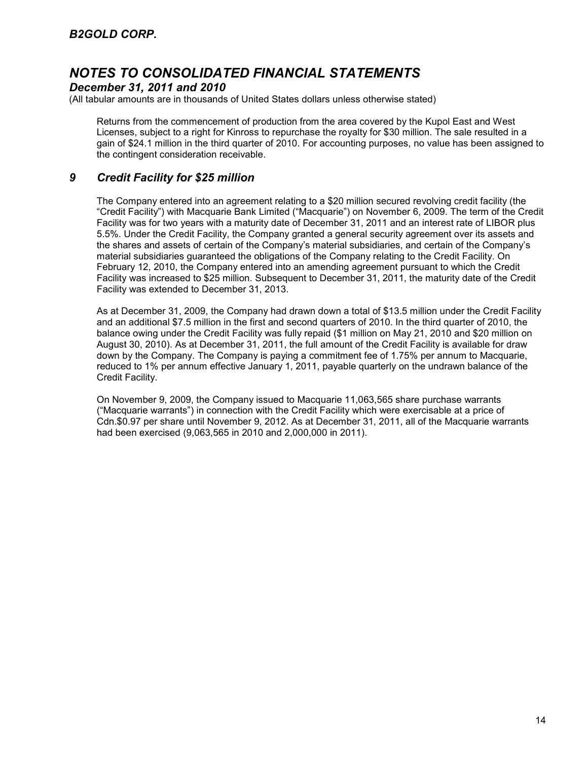Returns from the commencement of production from the area covered by the Kupol East and West Licenses, subject to a right for Kinross to repurchase the royalty for $30 million. The sale resulted in a gain of $24.1 million in the third quarter of 2010. For accounting purposes, no value has been assigned to the contingent consideration receivable.

## *9 Credit Facility for $25 million*

The Company entered into an agreement relating to a $20 million secured revolving credit facility (the "Credit Facility") with Macquarie Bank Limited ("Macquarie") on November 6, 2009. The term of the Credit Facility was for two years with a maturity date of December 31, 2011 and an interest rate of LIBOR plus 5.5%. Under the Credit Facility, the Company granted a general security agreement over its assets and the shares and assets of certain of the Company's material subsidiaries, and certain of the Company's material subsidiaries guaranteed the obligations of the Company relating to the Credit Facility. On February 12, 2010, the Company entered into an amending agreement pursuant to which the Credit Facility was increased to $25 million. Subsequent to December 31, 2011, the maturity date of the Credit Facility was extended to December 31, 2013.

As at December 31, 2009, the Company had drawn down a total of $13.5 million under the Credit Facility and an additional $7.5 million in the first and second quarters of 2010. In the third quarter of 2010, the balance owing under the Credit Facility was fully repaid ($1 million on May 21, 2010 and $20 million on August 30, 2010). As at December 31, 2011, the full amount of the Credit Facility is available for draw down by the Company. The Company is paying a commitment fee of 1.75% per annum to Macquarie, reduced to 1% per annum effective January 1, 2011, payable quarterly on the undrawn balance of the Credit Facility.

On November 9, 2009, the Company issued to Macquarie 11,063,565 share purchase warrants ("Macquarie warrants") in connection with the Credit Facility which were exercisable at a price of Cdn.$0.97 per share until November 9, 2012. As at December 31, 2011, all of the Macquarie warrants had been exercised (9,063,565 in 2010 and 2,000,000 in 2011).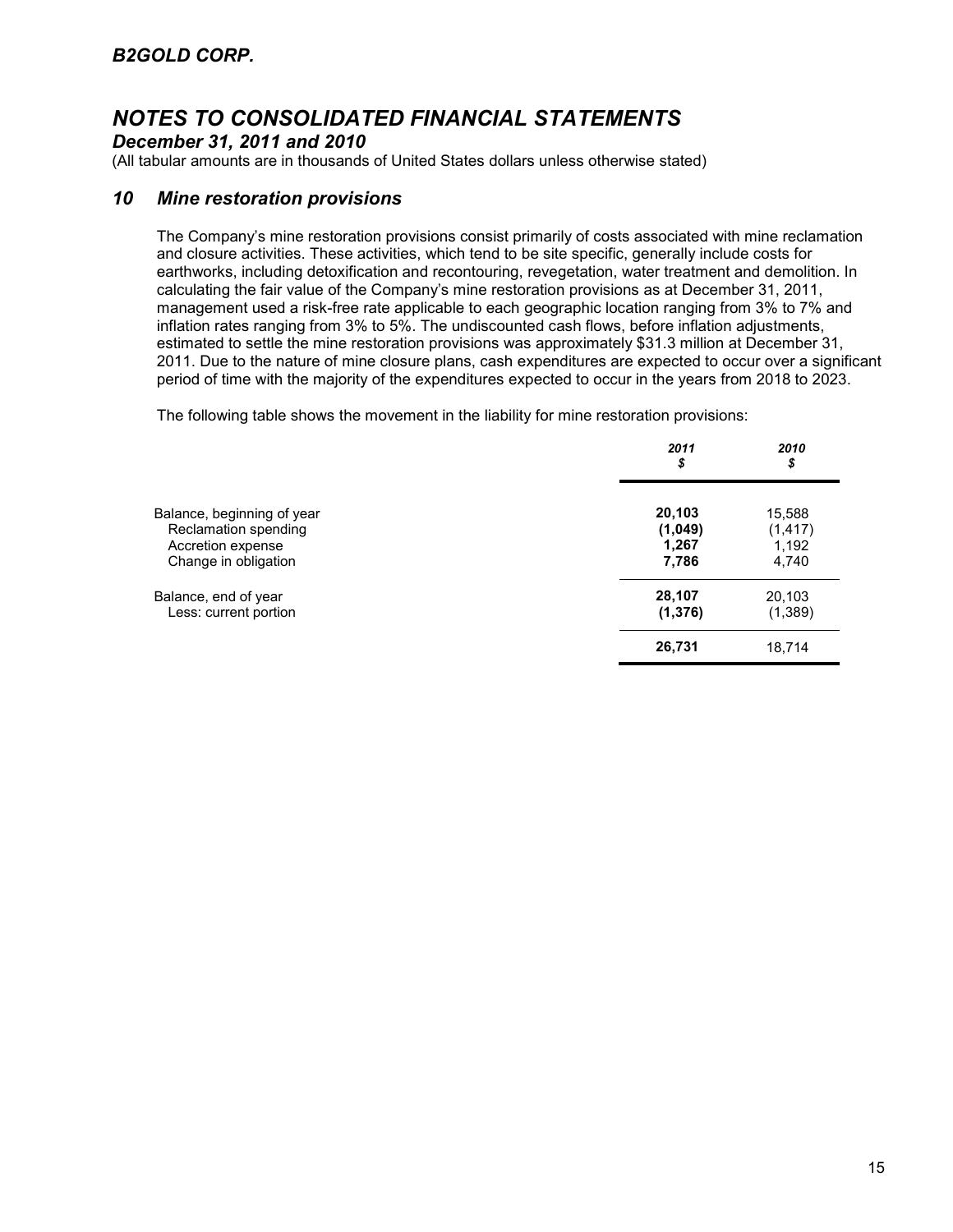## 10 Mine restoration provisions

The Company's mine restoration provisions consist primarily of costs associated with mine reclamation and closure activities. These activities, which tend to be site specific, generally include costs for earthworks, including detoxification and recontouring, revegetation, water treatment and demolition. In calculating the fair value of the Company's mine restoration provisions as at December 31, 2011, management used a risk-free rate applicable to each geographic location ranging from 3% to 7% and inflation rates ranging from 3% to 5%. The undiscounted cash flows, before inflation adjustments, estimated to settle the mine restoration provisions was approximately $31.3 million at December 31, 2011. Due to the nature of mine closure plans, cash expenditures are expected to occur over a significant period of time with the majority of the expenditures expected to occur in the years from 2018 to 2023.

The following table shows the movement in the liability for mine restoration provisions:

| | *2011* *$* | *2010* *$* |
|---|---|---|
| Balance, beginning of year | **20,103** | 15,588 |
| Reclamation spending | **(1,049)** | (1,417) |
| Accretion expense | **1,267** | 1,192 |
| Change in obligation | **7,786** | 4,740 |
| Balance, end of year | **28,107** | 20,103 |
| Less: current portion | **(1,376)** | (1,389) |
| | **26,731** | 18,714 |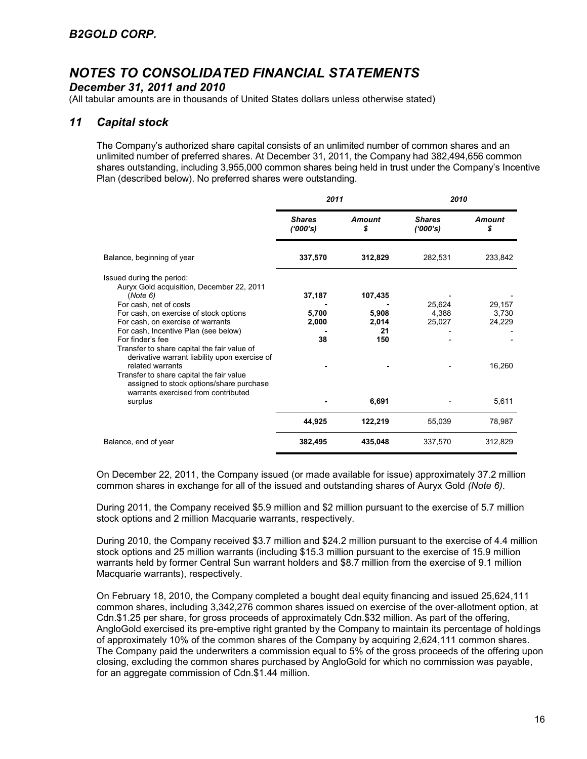# B2GOLD CORP.

# NOTES TO CONSOLIDATED FINANCIAL STATEMENTS

## December 31, 2011 and 2010

(All tabular amounts are in thousands of United States dollars unless otherwise stated)

## 11 Capital stock

The Company's authorized share capital consists of an unlimited number of common shares and an unlimited number of preferred shares. At December 31, 2011, the Company had 382,494,656 common shares outstanding, including 3,955,000 common shares being held in trust under the Company's Incentive Plan (described below). No preferred shares were outstanding.

| | 2011 | | 2010 | |
|---|---|---|---|---|
| | Shares ('000's) | Amount $ | Shares ('000's) | Amount $ |
| Balance, beginning of year | **337,570** | **312,829** | 282,531 | 233,842 |
| Issued during the period: | | | | |
| Auryx Gold acquisition, December 22, 2011 (*Note 6*) | **37,187** | **107,435** | - | - |
| For cash, net of costs | **-** | **-** | 25,624 | 29,157 |
| For cash, on exercise of stock options | **5,700** | **5,908** | 4,388 | 3,730 |
| For cash, on exercise of warrants | **2,000** | **2,014** | 25,027 | 24,229 |
| For cash, Incentive Plan (see below) | **-** | **21** | - | - |
| For finder's fee | **38** | **150** | - | - |
| Transfer to share capital the fair value of derivative warrant liability upon exercise of related warrants | **-** | **-** | - | 16,260 |
| Transfer to share capital the fair value assigned to stock options/share purchase warrants exercised from contributed surplus | **-** | **6,691** | - | 5,611 |
| | **44,925** | **122,219** | 55,039 | 78,987 |
| Balance, end of year | **382,495** | **435,048** | 337,570 | 312,829 |

On December 22, 2011, the Company issued (or made available for issue) approximately 37.2 million common shares in exchange for all of the issued and outstanding shares of Auryx Gold *(Note 6)*.

During 2011, the Company received $5.9 million and $2 million pursuant to the exercise of 5.7 million stock options and 2 million Macquarie warrants, respectively.

During 2010, the Company received $3.7 million and $24.2 million pursuant to the exercise of 4.4 million stock options and 25 million warrants (including $15.3 million pursuant to the exercise of 15.9 million warrants held by former Central Sun warrant holders and $8.7 million from the exercise of 9.1 million Macquarie warrants), respectively.

On February 18, 2010, the Company completed a bought deal equity financing and issued 25,624,111 common shares, including 3,342,276 common shares issued on exercise of the over-allotment option, at Cdn.$1.25 per share, for gross proceeds of approximately Cdn.$32 million. As part of the offering, AngloGold exercised its pre-emptive right granted by the Company to maintain its percentage of holdings of approximately 10% of the common shares of the Company by acquiring 2,624,111 common shares. The Company paid the underwriters a commission equal to 5% of the gross proceeds of the offering upon closing, excluding the common shares purchased by AngloGold for which no commission was payable, for an aggregate commission of Cdn.$1.44 million.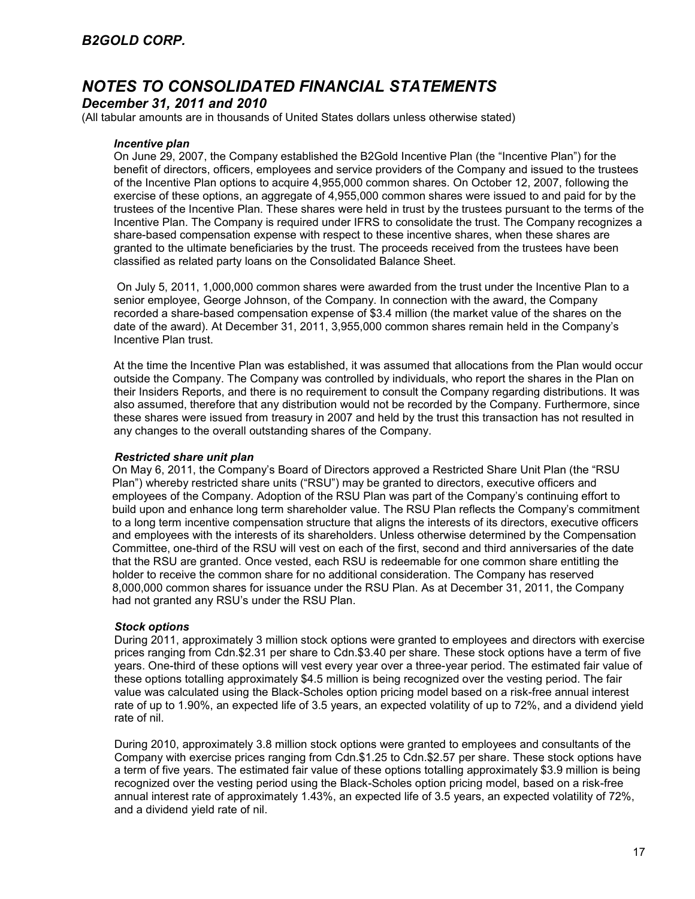### *Incentive plan*

On June 29, 2007, the Company established the B2Gold Incentive Plan (the "Incentive Plan") for the benefit of directors, officers, employees and service providers of the Company and issued to the trustees of the Incentive Plan options to acquire 4,955,000 common shares. On October 12, 2007, following the exercise of these options, an aggregate of 4,955,000 common shares were issued to and paid for by the trustees of the Incentive Plan. These shares were held in trust by the trustees pursuant to the terms of the Incentive Plan. The Company is required under IFRS to consolidate the trust. The Company recognizes a share-based compensation expense with respect to these incentive shares, when these shares are granted to the ultimate beneficiaries by the trust. The proceeds received from the trustees have been classified as related party loans on the Consolidated Balance Sheet.

On July 5, 2011, 1,000,000 common shares were awarded from the trust under the Incentive Plan to a senior employee, George Johnson, of the Company. In connection with the award, the Company recorded a share-based compensation expense of $3.4 million (the market value of the shares on the date of the award). At December 31, 2011, 3,955,000 common shares remain held in the Company's Incentive Plan trust.

At the time the Incentive Plan was established, it was assumed that allocations from the Plan would occur outside the Company. The Company was controlled by individuals, who report the shares in the Plan on their Insiders Reports, and there is no requirement to consult the Company regarding distributions. It was also assumed, therefore that any distribution would not be recorded by the Company. Furthermore, since these shares were issued from treasury in 2007 and held by the trust this transaction has not resulted in any changes to the overall outstanding shares of the Company.

### *Restricted share unit plan*

On May 6, 2011, the Company's Board of Directors approved a Restricted Share Unit Plan (the "RSU Plan") whereby restricted share units ("RSU") may be granted to directors, executive officers and employees of the Company. Adoption of the RSU Plan was part of the Company's continuing effort to build upon and enhance long term shareholder value. The RSU Plan reflects the Company's commitment to a long term incentive compensation structure that aligns the interests of its directors, executive officers and employees with the interests of its shareholders. Unless otherwise determined by the Compensation Committee, one-third of the RSU will vest on each of the first, second and third anniversaries of the date that the RSU are granted. Once vested, each RSU is redeemable for one common share entitling the holder to receive the common share for no additional consideration. The Company has reserved 8,000,000 common shares for issuance under the RSU Plan. As at December 31, 2011, the Company had not granted any RSU's under the RSU Plan.

### *Stock options*

During 2011, approximately 3 million stock options were granted to employees and directors with exercise prices ranging from Cdn.$2.31 per share to Cdn.$3.40 per share. These stock options have a term of five years. One-third of these options will vest every year over a three-year period. The estimated fair value of these options totalling approximately $4.5 million is being recognized over the vesting period. The fair value was calculated using the Black-Scholes option pricing model based on a risk-free annual interest rate of up to 1.90%, an expected life of 3.5 years, an expected volatility of up to 72%, and a dividend yield rate of nil.

During 2010, approximately 3.8 million stock options were granted to employees and consultants of the Company with exercise prices ranging from Cdn.$1.25 to Cdn.$2.57 per share. These stock options have a term of five years. The estimated fair value of these options totalling approximately $3.9 million is being recognized over the vesting period using the Black-Scholes option pricing model, based on a risk-free annual interest rate of approximately 1.43%, an expected life of 3.5 years, an expected volatility of 72%, and a dividend yield rate of nil.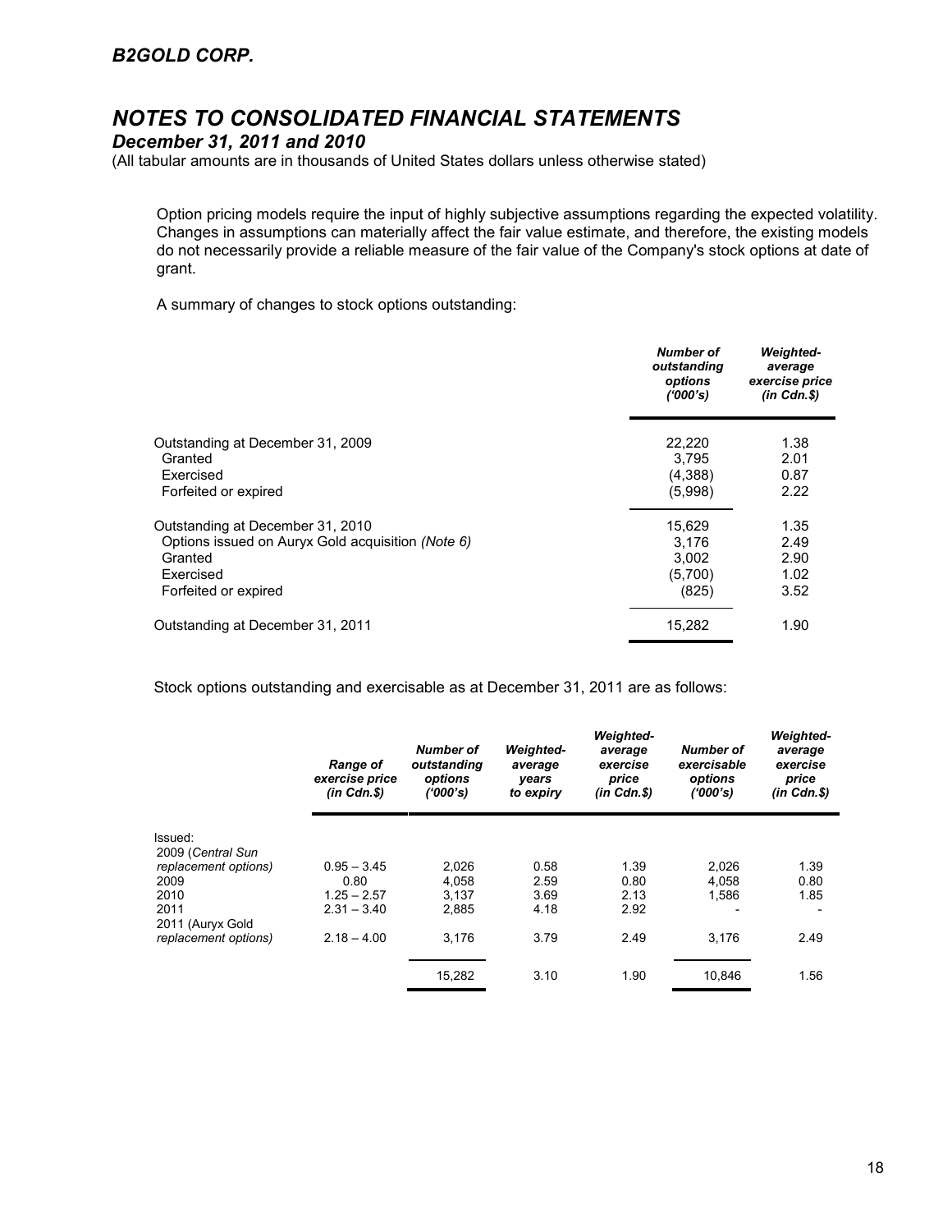Option pricing models require the input of highly subjective assumptions regarding the expected volatility. Changes in assumptions can materially affect the fair value estimate, and therefore, the existing models do not necessarily provide a reliable measure of the fair value of the Company's stock options at date of grant.

A summary of changes to stock options outstanding:

| | *Number of outstanding options ('000's)* | *Weighted-average exercise price (in Cdn.$)* |
|---|---|---|
| Outstanding at December 31, 2009 | 22,220 | 1.38 |
| Granted | 3,795 | 2.01 |
| Exercised | (4,388) | 0.87 |
| Forfeited or expired | (5,998) | 2.22 |
| Outstanding at December 31, 2010 | 15,629 | 1.35 |
| Options issued on Auryx Gold acquisition *(Note 6)* | 3,176 | 2.49 |
| Granted | 3,002 | 2.90 |
| Exercised | (5,700) | 1.02 |
| Forfeited or expired | (825) | 3.52 |
| Outstanding at December 31, 2011 | 15,282 | 1.90 |

Stock options outstanding and exercisable as at December 31, 2011 are as follows:

| | *Range of exercise price (in Cdn.$)* | *Number of outstanding options ('000's)* | *Weighted-average years to expiry* | *Weighted-average exercise price (in Cdn.$)* | *Number of exercisable options ('000's)* | *Weighted-average exercise price (in Cdn.$)* |
|---|---|---|---|---|---|---|
| Issued: | | | | | | |
| 2009 (*Central Sun replacement options)* | 0.95 – 3.45 | 2,026 | 0.58 | 1.39 | 2,026 | 1.39 |
| 2009 | 0.80 | 4,058 | 2.59 | 0.80 | 4,058 | 0.80 |
| 2010 | 1.25 – 2.57 | 3,137 | 3.69 | 2.13 | 1,586 | 1.85 |
| 2011 | 2.31 – 3.40 | 2,885 | 4.18 | 2.92 | - | - |
| 2011 (Auryx Gold *replacement options)* | 2.18 – 4.00 | 3,176 | 3.79 | 2.49 | 3,176 | 2.49 |
| | | 15,282 | 3.10 | 1.90 | 10,846 | 1.56 |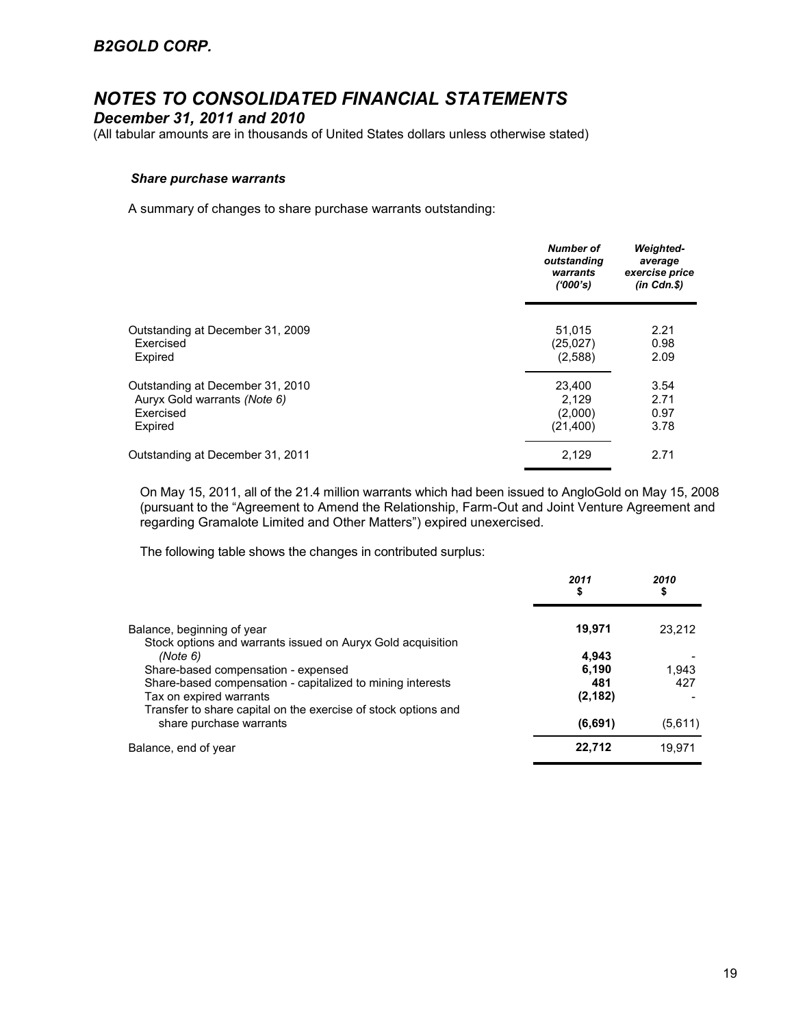## *Share purchase warrants*

A summary of changes to share purchase warrants outstanding:

| | *Number of outstanding warrants ('000's)* | *Weighted-average exercise price (in Cdn.$)* |
|---|---|---|
| Outstanding at December 31, 2009 | 51,015 | 2.21 |
| Exercised | (25,027) | 0.98 |
| Expired | (2,588) | 2.09 |
| Outstanding at December 31, 2010 | 23,400 | 3.54 |
| Auryx Gold warrants *(Note 6)* | 2,129 | 2.71 |
| Exercised | (2,000) | 0.97 |
| Expired | (21,400) | 3.78 |
| Outstanding at December 31, 2011 | 2,129 | 2.71 |

On May 15, 2011, all of the 21.4 million warrants which had been issued to AngloGold on May 15, 2008 (pursuant to the "Agreement to Amend the Relationship, Farm-Out and Joint Venture Agreement and regarding Gramalote Limited and Other Matters") expired unexercised.

The following table shows the changes in contributed surplus:

| | *2011* $ | *2010* $ |
|---|---|---|
| Balance, beginning of year | **19,971** | 23,212 |
| Stock options and warrants issued on Auryx Gold acquisition *(Note 6)* | **4,943** | - |
| Share-based compensation - expensed | **6,190** | 1,943 |
| Share-based compensation - capitalized to mining interests | **481** | 427 |
| Tax on expired warrants | **(2,182)** | - |
| Transfer to share capital on the exercise of stock options and share purchase warrants | **(6,691)** | (5,611) |
| Balance, end of year | **22,712** | 19,971 |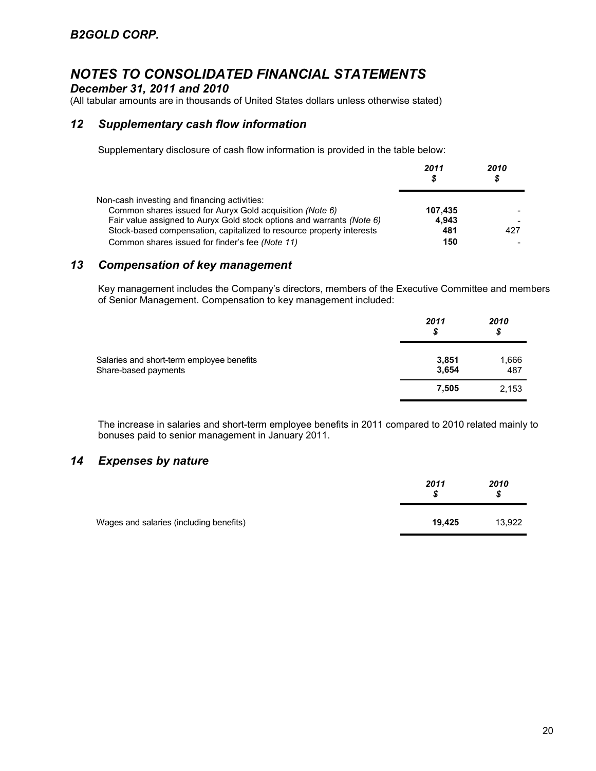*B2GOLD CORP.*

# *NOTES TO CONSOLIDATED FINANCIAL STATEMENTS*

***December 31, 2011 and 2010***

(All tabular amounts are in thousands of United States dollars unless otherwise stated)

## *12 Supplementary cash flow information*

Supplementary disclosure of cash flow information is provided in the table below:

| | *2011* *$* | *2010* *$* |
|---|---|---|
| Non-cash investing and financing activities: | | |
| Common shares issued for Auryx Gold acquisition *(Note 6)* | **107,435** | - |
| Fair value assigned to Auryx Gold stock options and warrants *(Note 6)* | **4,943** | - |
| Stock-based compensation, capitalized to resource property interests | **481** | 427 |
| Common shares issued for finder's fee *(Note 11)* | **150** | - |

## *13 Compensation of key management*

Key management includes the Company's directors, members of the Executive Committee and members of Senior Management. Compensation to key management included:

| | *2011* *$* | *2010* *$* |
|---|---|---|
| Salaries and short-term employee benefits | **3,851** | 1,666 |
| Share-based payments | **3,654** | 487 |
| | **7,505** | 2,153 |

The increase in salaries and short-term employee benefits in 2011 compared to 2010 related mainly to bonuses paid to senior management in January 2011.

## *14 Expenses by nature*

| | *2011* *$* | *2010* *$* |
|---|---|---|
| Wages and salaries (including benefits) | **19,425** | 13,922 |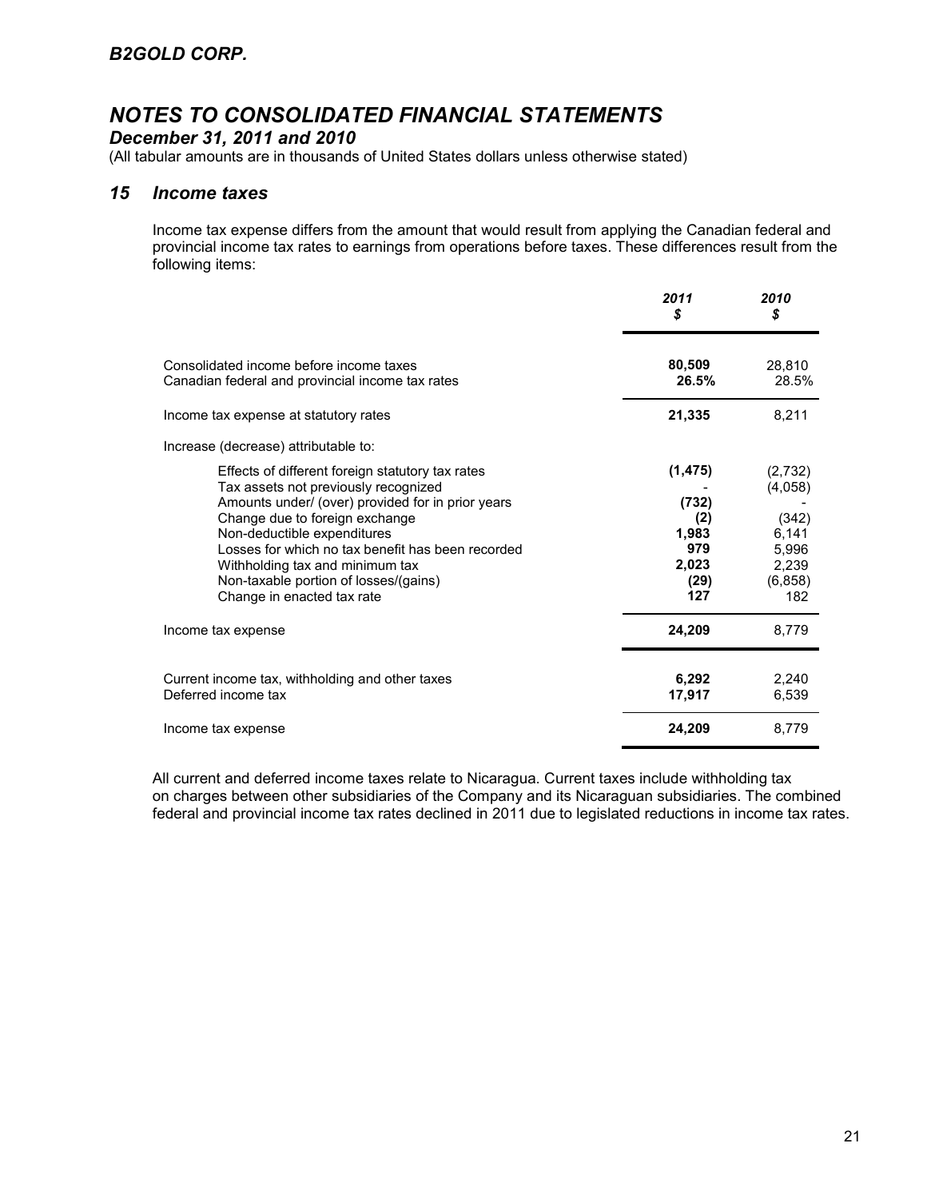# B2GOLD CORP.

## NOTES TO CONSOLIDATED FINANCIAL STATEMENTS

### December 31, 2011 and 2010

(All tabular amounts are in thousands of United States dollars unless otherwise stated)

## 15 Income taxes

Income tax expense differs from the amount that would result from applying the Canadian federal and provincial income tax rates to earnings from operations before taxes. These differences result from the following items:

| | 2011 $ | 2010 $ |
|---|---|---|
| Consolidated income before income taxes | **80,509** | 28,810 |
| Canadian federal and provincial income tax rates | **26.5%** | 28.5% |
| Income tax expense at statutory rates | **21,335** | 8,211 |
| Increase (decrease) attributable to: | | |
| Effects of different foreign statutory tax rates | **(1,475)** | (2,732) |
| Tax assets not previously recognized | **-** | (4,058) |
| Amounts under/ (over) provided for in prior years | **(732)** | - |
| Change due to foreign exchange | **(2)** | (342) |
| Non-deductible expenditures | **1,983** | 6,141 |
| Losses for which no tax benefit has been recorded | **979** | 5,996 |
| Withholding tax and minimum tax | **2,023** | 2,239 |
| Non-taxable portion of losses/(gains) | **(29)** | (6,858) |
| Change in enacted tax rate | **127** | 182 |
| Income tax expense | **24,209** | 8,779 |
| Current income tax, withholding and other taxes | **6,292** | 2,240 |
| Deferred income tax | **17,917** | 6,539 |
| Income tax expense | **24,209** | 8,779 |

All current and deferred income taxes relate to Nicaragua. Current taxes include withholding tax on charges between other subsidiaries of the Company and its Nicaraguan subsidiaries. The combined federal and provincial income tax rates declined in 2011 due to legislated reductions in income tax rates.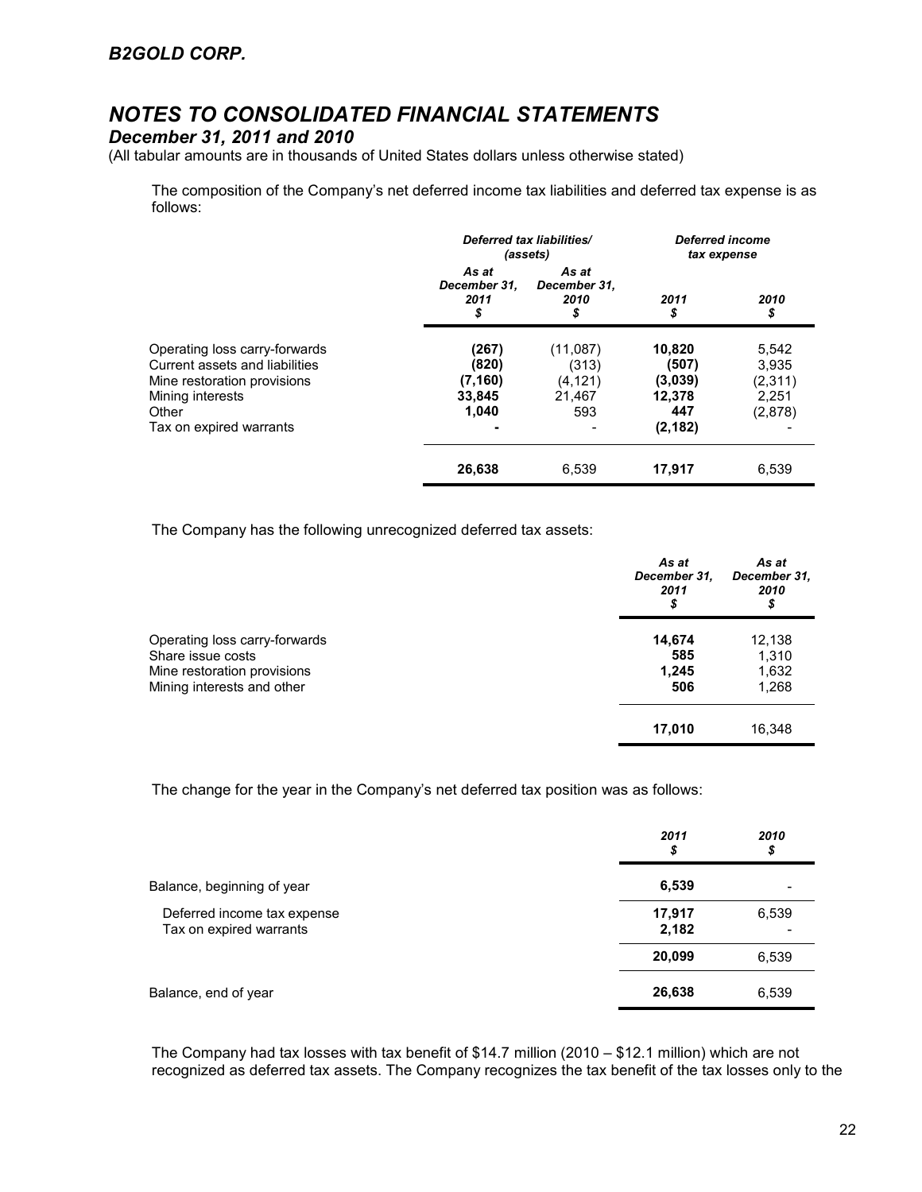# B2GOLD CORP.

# NOTES TO CONSOLIDATED FINANCIAL STATEMENTS

## December 31, 2011 and 2010

(All tabular amounts are in thousands of United States dollars unless otherwise stated)

The composition of the Company's net deferred income tax liabilities and deferred tax expense is as follows:

| | *Deferred tax liabilities/ (assets)* | | *Deferred income tax expense* | |
|---|---|---|---|---|
| | *As at December 31, 2011* *$* | *As at December 31, 2010* *$* | *2011* *$* | *2010* *$* |
| Operating loss carry-forwards | **(267)** | (11,087) | **10,820** | 5,542 |
| Current assets and liabilities | **(820)** | (313) | **(507)** | 3,935 |
| Mine restoration provisions | **(7,160)** | (4,121) | **(3,039)** | (2,311) |
| Mining interests | **33,845** | 21,467 | **12,378** | 2,251 |
| Other | **1,040** | 593 | **447** | (2,878) |
| Tax on expired warrants | **-** | - | **(2,182)** | - |
| | **26,638** | 6,539 | **17,917** | 6,539 |

The Company has the following unrecognized deferred tax assets:

| | *As at December 31, 2011* *$* | *As at December 31, 2010* *$* |
|---|---|---|
| Operating loss carry-forwards | **14,674** | 12,138 |
| Share issue costs | **585** | 1,310 |
| Mine restoration provisions | **1,245** | 1,632 |
| Mining interests and other | **506** | 1,268 |
| | **17,010** | 16,348 |

The change for the year in the Company's net deferred tax position was as follows:

| | *2011* *$* | *2010* *$* |
|---|---|---|
| Balance, beginning of year | **6,539** | - |
| Deferred income tax expense | **17,917** | 6,539 |
| Tax on expired warrants | **2,182** | - |
| | **20,099** | 6,539 |
| Balance, end of year | **26,638** | 6,539 |

The Company had tax losses with tax benefit of \$14.7 million (2010 – \$12.1 million) which are not recognized as deferred tax assets. The Company recognizes the tax benefit of the tax losses only to the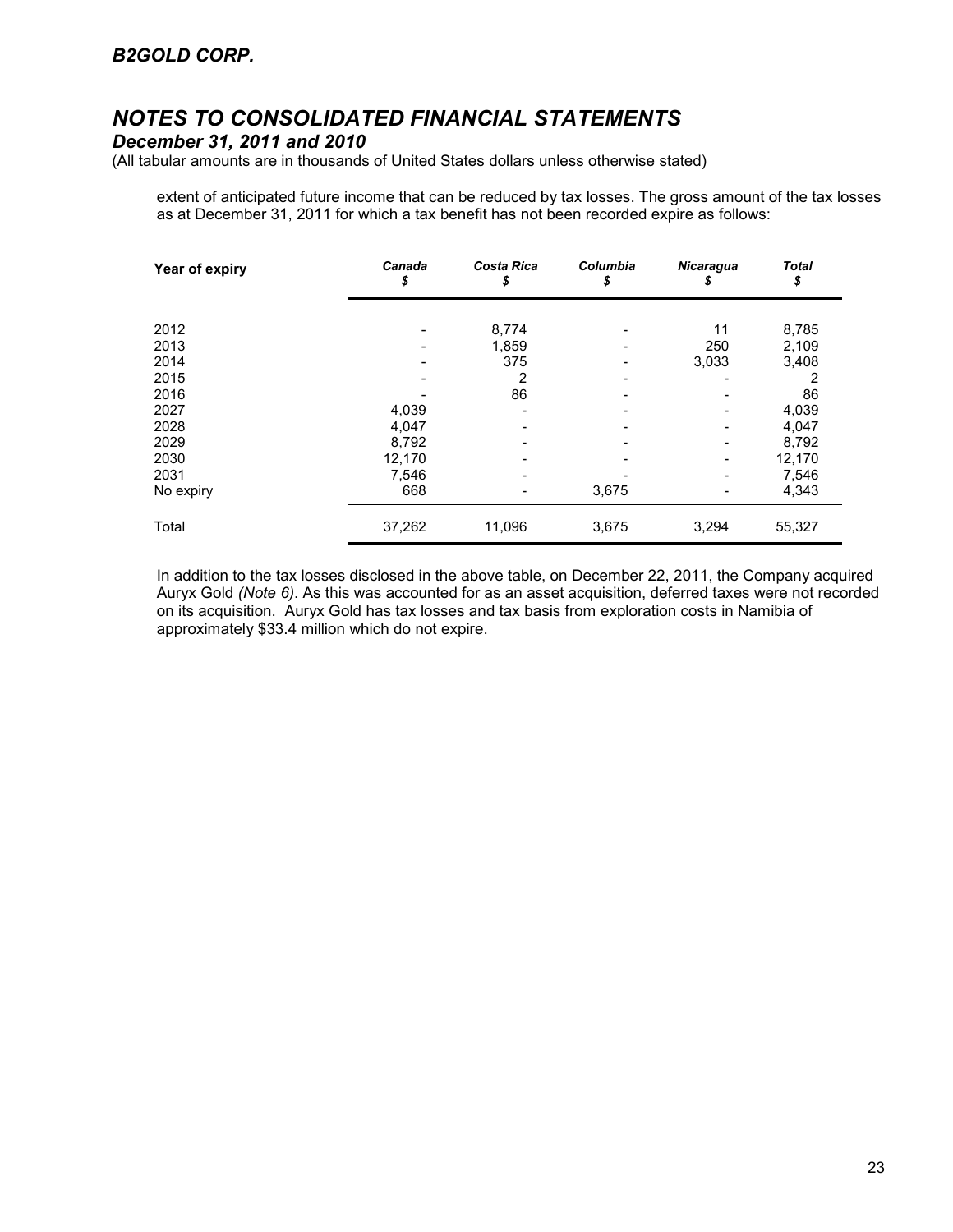extent of anticipated future income that can be reduced by tax losses. The gross amount of the tax losses as at December 31, 2011 for which a tax benefit has not been recorded expire as follows:

| Year of expiry | Canada $ | Costa Rica $ | Columbia $ | Nicaragua $ | Total $ |
|---|---|---|---|---|---|
| 2012 | - | 8,774 | - | 11 | 8,785 |
| 2013 | - | 1,859 | - | 250 | 2,109 |
| 2014 | - | 375 | - | 3,033 | 3,408 |
| 2015 | - | 2 | - | - | 2 |
| 2016 | - | 86 | - | - | 86 |
| 2027 | 4,039 | - | - | - | 4,039 |
| 2028 | 4,047 | - | - | - | 4,047 |
| 2029 | 8,792 | - | - | - | 8,792 |
| 2030 | 12,170 | - | - | - | 12,170 |
| 2031 | 7,546 | - | - | - | 7,546 |
| No expiry | 668 | - | 3,675 | - | 4,343 |
| Total | 37,262 | 11,096 | 3,675 | 3,294 | 55,327 |

In addition to the tax losses disclosed in the above table, on December 22, 2011, the Company acquired Auryx Gold *(Note 6)*. As this was accounted for as an asset acquisition, deferred taxes were not recorded on its acquisition. Auryx Gold has tax losses and tax basis from exploration costs in Namibia of approximately $33.4 million which do not expire.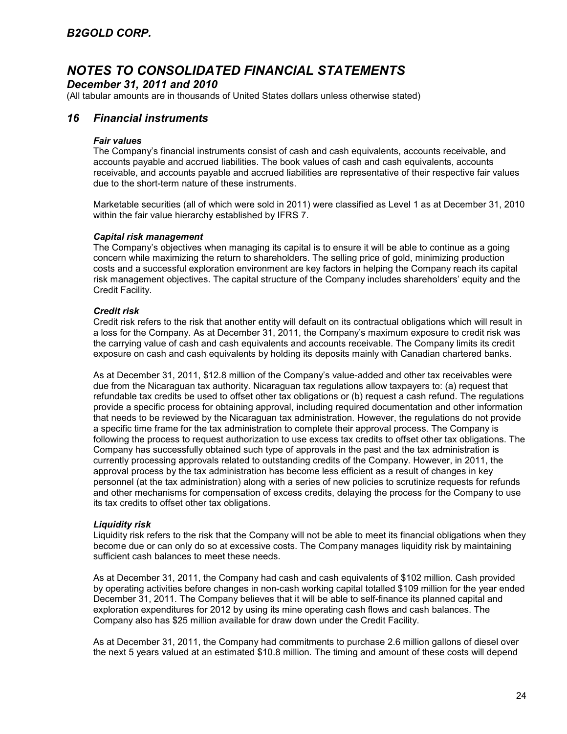# B2GOLD CORP.

# NOTES TO CONSOLIDATED FINANCIAL STATEMENTS

## December 31, 2011 and 2010

(All tabular amounts are in thousands of United States dollars unless otherwise stated)

## 16 Financial instruments

### *Fair values*

The Company's financial instruments consist of cash and cash equivalents, accounts receivable, and accounts payable and accrued liabilities. The book values of cash and cash equivalents, accounts receivable, and accounts payable and accrued liabilities are representative of their respective fair values due to the short-term nature of these instruments.

Marketable securities (all of which were sold in 2011) were classified as Level 1 as at December 31, 2010 within the fair value hierarchy established by IFRS 7.

### *Capital risk management*

The Company's objectives when managing its capital is to ensure it will be able to continue as a going concern while maximizing the return to shareholders. The selling price of gold, minimizing production costs and a successful exploration environment are key factors in helping the Company reach its capital risk management objectives. The capital structure of the Company includes shareholders' equity and the Credit Facility.

### *Credit risk*

Credit risk refers to the risk that another entity will default on its contractual obligations which will result in a loss for the Company. As at December 31, 2011, the Company's maximum exposure to credit risk was the carrying value of cash and cash equivalents and accounts receivable. The Company limits its credit exposure on cash and cash equivalents by holding its deposits mainly with Canadian chartered banks.

As at December 31, 2011, $12.8 million of the Company's value-added and other tax receivables were due from the Nicaraguan tax authority. Nicaraguan tax regulations allow taxpayers to: (a) request that refundable tax credits be used to offset other tax obligations or (b) request a cash refund. The regulations provide a specific process for obtaining approval, including required documentation and other information that needs to be reviewed by the Nicaraguan tax administration. However, the regulations do not provide a specific time frame for the tax administration to complete their approval process. The Company is following the process to request authorization to use excess tax credits to offset other tax obligations. The Company has successfully obtained such type of approvals in the past and the tax administration is currently processing approvals related to outstanding credits of the Company. However, in 2011, the approval process by the tax administration has become less efficient as a result of changes in key personnel (at the tax administration) along with a series of new policies to scrutinize requests for refunds and other mechanisms for compensation of excess credits, delaying the process for the Company to use its tax credits to offset other tax obligations.

### *Liquidity risk*

Liquidity risk refers to the risk that the Company will not be able to meet its financial obligations when they become due or can only do so at excessive costs. The Company manages liquidity risk by maintaining sufficient cash balances to meet these needs.

As at December 31, 2011, the Company had cash and cash equivalents of $102 million. Cash provided by operating activities before changes in non-cash working capital totalled $109 million for the year ended December 31, 2011. The Company believes that it will be able to self-finance its planned capital and exploration expenditures for 2012 by using its mine operating cash flows and cash balances. The Company also has $25 million available for draw down under the Credit Facility.

As at December 31, 2011, the Company had commitments to purchase 2.6 million gallons of diesel over the next 5 years valued at an estimated $10.8 million. The timing and amount of these costs will depend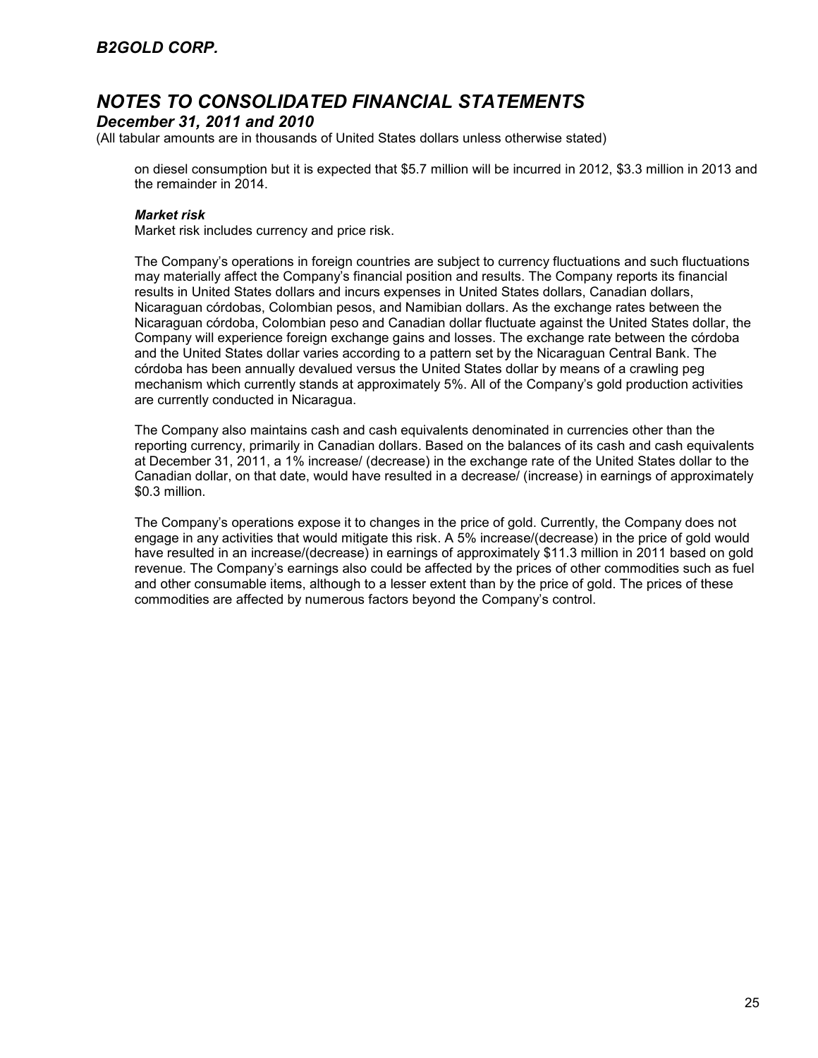on diesel consumption but it is expected that $5.7 million will be incurred in 2012, $3.3 million in 2013 and the remainder in 2014.

***Market risk***

Market risk includes currency and price risk.

The Company's operations in foreign countries are subject to currency fluctuations and such fluctuations may materially affect the Company's financial position and results. The Company reports its financial results in United States dollars and incurs expenses in United States dollars, Canadian dollars, Nicaraguan córdobas, Colombian pesos, and Namibian dollars. As the exchange rates between the Nicaraguan córdoba, Colombian peso and Canadian dollar fluctuate against the United States dollar, the Company will experience foreign exchange gains and losses. The exchange rate between the córdoba and the United States dollar varies according to a pattern set by the Nicaraguan Central Bank. The córdoba has been annually devalued versus the United States dollar by means of a crawling peg mechanism which currently stands at approximately 5%. All of the Company's gold production activities are currently conducted in Nicaragua.

The Company also maintains cash and cash equivalents denominated in currencies other than the reporting currency, primarily in Canadian dollars. Based on the balances of its cash and cash equivalents at December 31, 2011, a 1% increase/ (decrease) in the exchange rate of the United States dollar to the Canadian dollar, on that date, would have resulted in a decrease/ (increase) in earnings of approximately $0.3 million.

The Company's operations expose it to changes in the price of gold. Currently, the Company does not engage in any activities that would mitigate this risk. A 5% increase/(decrease) in the price of gold would have resulted in an increase/(decrease) in earnings of approximately $11.3 million in 2011 based on gold revenue. The Company's earnings also could be affected by the prices of other commodities such as fuel and other consumable items, although to a lesser extent than by the price of gold. The prices of these commodities are affected by numerous factors beyond the Company's control.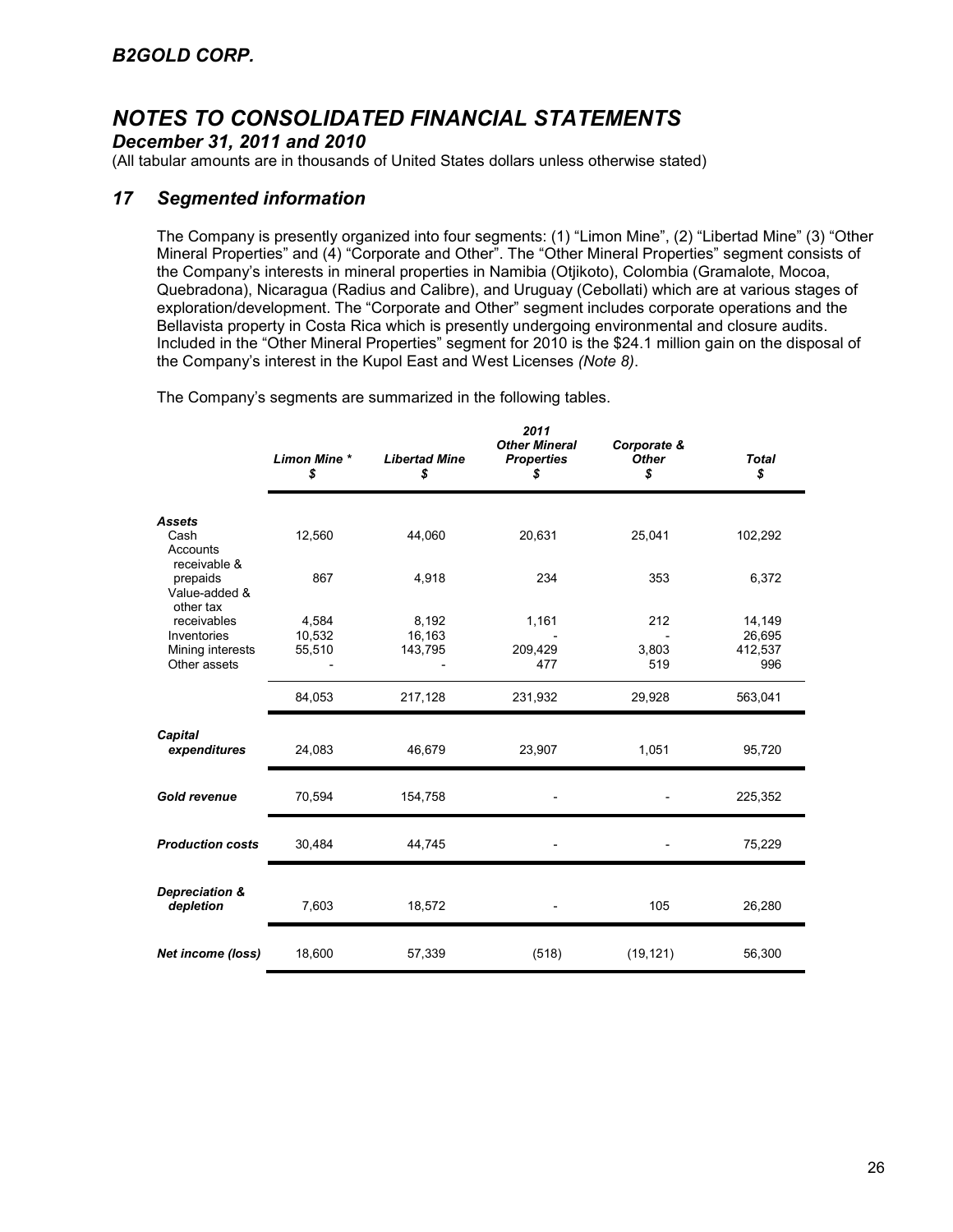## B2GOLD CORP.

# NOTES TO CONSOLIDATED FINANCIAL STATEMENTS

## December 31, 2011 and 2010

(All tabular amounts are in thousands of United States dollars unless otherwise stated)

## 17 Segmented information

The Company is presently organized into four segments: (1) "Limon Mine", (2) "Libertad Mine" (3) "Other Mineral Properties" and (4) "Corporate and Other". The "Other Mineral Properties" segment consists of the Company's interests in mineral properties in Namibia (Otjikoto), Colombia (Gramalote, Mocoa, Quebradona), Nicaragua (Radius and Calibre), and Uruguay (Cebollati) which are at various stages of exploration/development. The "Corporate and Other" segment includes corporate operations and the Bellavista property in Costa Rica which is presently undergoing environmental and closure audits. Included in the "Other Mineral Properties" segment for 2010 is the $24.1 million gain on the disposal of the Company's interest in the Kupol East and West Licenses *(Note 8)*.

The Company's segments are summarized in the following tables.

| | | | 2011 | | |
|---|---|---|---|---|---|
| | *Limon Mine ** $ | *Libertad Mine* $ | *Other Mineral Properties* $ | *Corporate & Other* $ | *Total* $ |
| ***Assets*** | | | | | |
| Cash | 12,560 | 44,060 | 20,631 | 25,041 | 102,292 |
| Accounts receivable & prepaids | 867 | 4,918 | 234 | 353 | 6,372 |
| Value-added & other tax receivables | 4,584 | 8,192 | 1,161 | 212 | 14,149 |
| Inventories | 10,532 | 16,163 | - | - | 26,695 |
| Mining interests | 55,510 | 143,795 | 209,429 | 3,803 | 412,537 |
| Other assets | - | - | 477 | 519 | 996 |
| | 84,053 | 217,128 | 231,932 | 29,928 | 563,041 |
| ***Capital expenditures*** | 24,083 | 46,679 | 23,907 | 1,051 | 95,720 |
| ***Gold revenue*** | 70,594 | 154,758 | - | - | 225,352 |
| ***Production costs*** | 30,484 | 44,745 | - | - | 75,229 |
| ***Depreciation & depletion*** | 7,603 | 18,572 | - | 105 | 26,280 |
| ***Net income (loss)*** | 18,600 | 57,339 | (518) | (19,121) | 56,300 |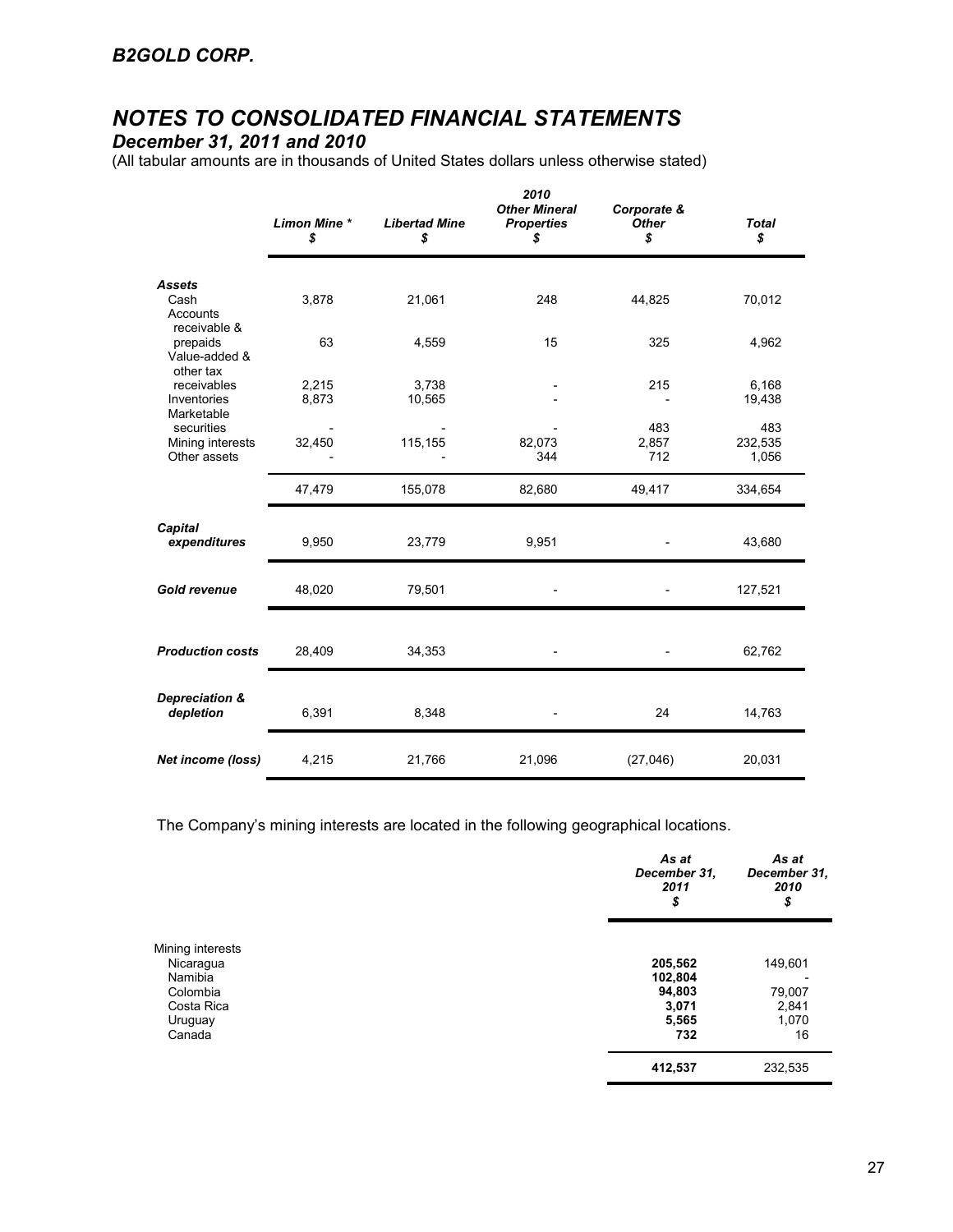## B2GOLD CORP.

# NOTES TO CONSOLIDATED FINANCIAL STATEMENTS

## December 31, 2011 and 2010

(All tabular amounts are in thousands of United States dollars unless otherwise stated)

| | *Limon Mine \** <br> *$* | *Libertad Mine* <br> *$* | *2010* <br> *Other Mineral Properties* <br> *$* | *Corporate & Other* <br> *$* | *Total* <br> *$* |
|---|---|---|---|---|---|
| ***Assets*** | | | | | |
| Cash | 3,878 | 21,061 | 248 | 44,825 | 70,012 |
| Accounts receivable & prepaids | 63 | 4,559 | 15 | 325 | 4,962 |
| Value-added & other tax receivables | 2,215 | 3,738 | - | 215 | 6,168 |
| Inventories | 8,873 | 10,565 | - | - | 19,438 |
| Marketable securities | - | - | - | 483 | 483 |
| Mining interests | 32,450 | 115,155 | 82,073 | 2,857 | 232,535 |
| Other assets | - | - | 344 | 712 | 1,056 |
| | 47,479 | 155,078 | 82,680 | 49,417 | 334,654 |
| ***Capital expenditures*** | 9,950 | 23,779 | 9,951 | - | 43,680 |
| ***Gold revenue*** | 48,020 | 79,501 | - | - | 127,521 |
| ***Production costs*** | 28,409 | 34,353 | - | - | 62,762 |
| ***Depreciation & depletion*** | 6,391 | 8,348 | - | 24 | 14,763 |
| ***Net income (loss)*** | 4,215 | 21,766 | 21,096 | (27,046) | 20,031 |

The Company's mining interests are located in the following geographical locations.

| | *As at December 31, 2011* <br> *$* | *As at December 31, 2010* <br> *$* |
|---|---|---|
| Mining interests | | |
| Nicaragua | **205,562** | 149,601 |
| Namibia | **102,804** | - |
| Colombia | **94,803** | 79,007 |
| Costa Rica | **3,071** | 2,841 |
| Uruguay | **5,565** | 1,070 |
| Canada | **732** | 16 |
| | **412,537** | 232,535 |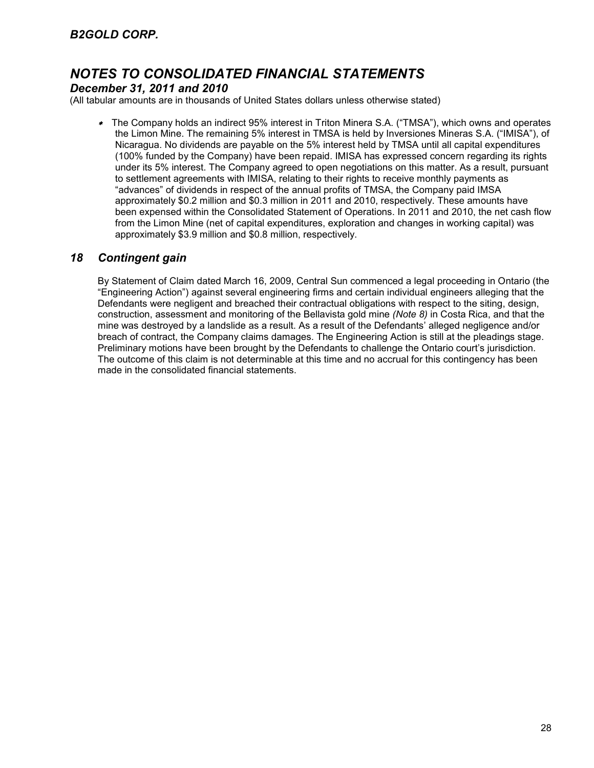- The Company holds an indirect 95% interest in Triton Minera S.A. ("TMSA"), which owns and operates the Limon Mine. The remaining 5% interest in TMSA is held by Inversiones Mineras S.A. ("IMISA"), of Nicaragua. No dividends are payable on the 5% interest held by TMSA until all capital expenditures (100% funded by the Company) have been repaid. IMISA has expressed concern regarding its rights under its 5% interest. The Company agreed to open negotiations on this matter. As a result, pursuant to settlement agreements with IMISA, relating to their rights to receive monthly payments as "advances" of dividends in respect of the annual profits of TMSA, the Company paid IMSA approximately $0.2 million and $0.3 million in 2011 and 2010, respectively. These amounts have been expensed within the Consolidated Statement of Operations. In 2011 and 2010, the net cash flow from the Limon Mine (net of capital expenditures, exploration and changes in working capital) was approximately $3.9 million and $0.8 million, respectively.

## *18 Contingent gain*

By Statement of Claim dated March 16, 2009, Central Sun commenced a legal proceeding in Ontario (the "Engineering Action") against several engineering firms and certain individual engineers alleging that the Defendants were negligent and breached their contractual obligations with respect to the siting, design, construction, assessment and monitoring of the Bellavista gold mine *(Note 8)* in Costa Rica, and that the mine was destroyed by a landslide as a result. As a result of the Defendants' alleged negligence and/or breach of contract, the Company claims damages. The Engineering Action is still at the pleadings stage. Preliminary motions have been brought by the Defendants to challenge the Ontario court's jurisdiction. The outcome of this claim is not determinable at this time and no accrual for this contingency has been made in the consolidated financial statements.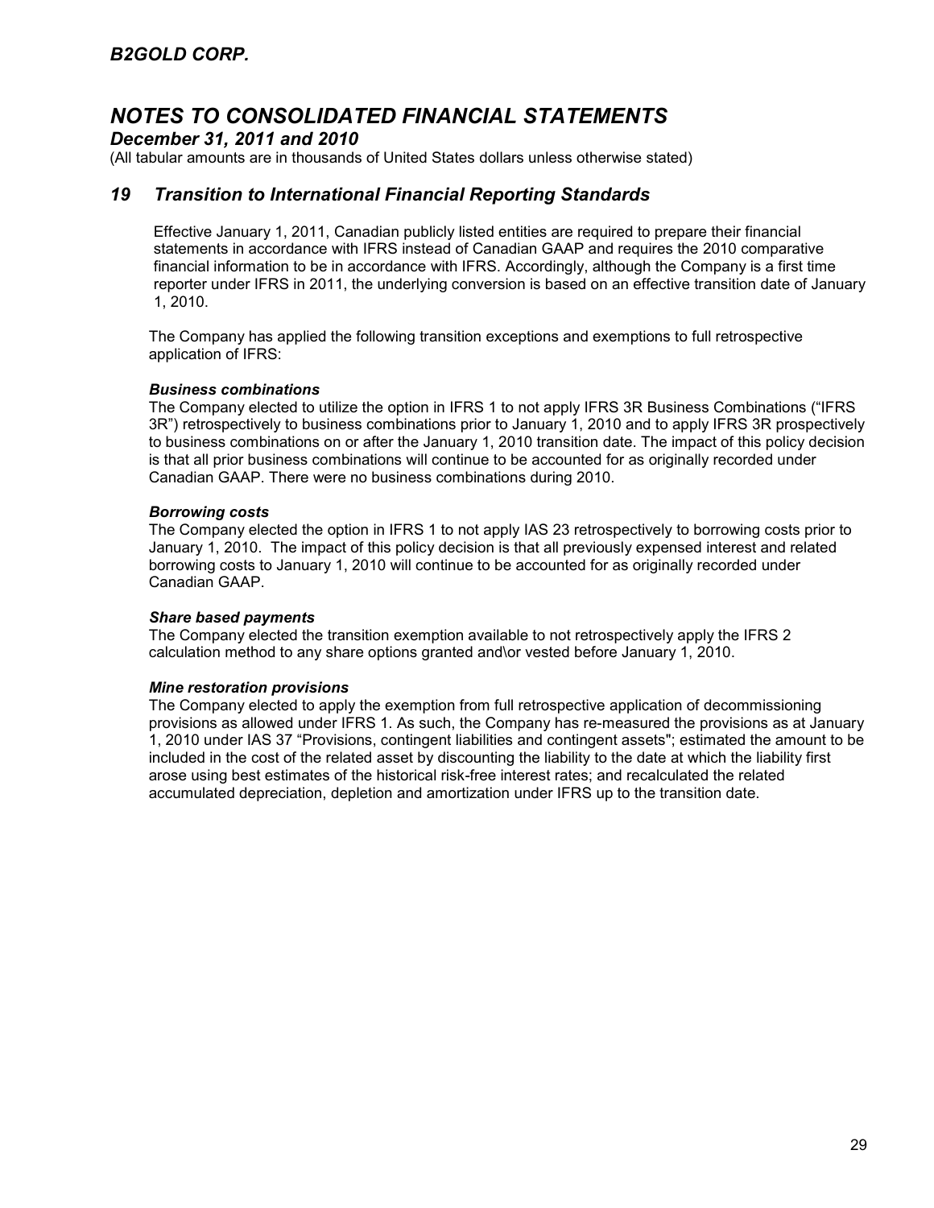# B2GOLD CORP.

## NOTES TO CONSOLIDATED FINANCIAL STATEMENTS

### December 31, 2011 and 2010

(All tabular amounts are in thousands of United States dollars unless otherwise stated)

## 19 Transition to International Financial Reporting Standards

Effective January 1, 2011, Canadian publicly listed entities are required to prepare their financial statements in accordance with IFRS instead of Canadian GAAP and requires the 2010 comparative financial information to be in accordance with IFRS. Accordingly, although the Company is a first time reporter under IFRS in 2011, the underlying conversion is based on an effective transition date of January 1, 2010.

The Company has applied the following transition exceptions and exemptions to full retrospective application of IFRS:

***Business combinations***

The Company elected to utilize the option in IFRS 1 to not apply IFRS 3R Business Combinations ("IFRS 3R") retrospectively to business combinations prior to January 1, 2010 and to apply IFRS 3R prospectively to business combinations on or after the January 1, 2010 transition date. The impact of this policy decision is that all prior business combinations will continue to be accounted for as originally recorded under Canadian GAAP. There were no business combinations during 2010.

***Borrowing costs***

The Company elected the option in IFRS 1 to not apply IAS 23 retrospectively to borrowing costs prior to January 1, 2010. The impact of this policy decision is that all previously expensed interest and related borrowing costs to January 1, 2010 will continue to be accounted for as originally recorded under Canadian GAAP.

***Share based payments***

The Company elected the transition exemption available to not retrospectively apply the IFRS 2 calculation method to any share options granted and\or vested before January 1, 2010.

***Mine restoration provisions***

The Company elected to apply the exemption from full retrospective application of decommissioning provisions as allowed under IFRS 1. As such, the Company has re-measured the provisions as at January 1, 2010 under IAS 37 "Provisions, contingent liabilities and contingent assets"; estimated the amount to be included in the cost of the related asset by discounting the liability to the date at which the liability first arose using best estimates of the historical risk-free interest rates; and recalculated the related accumulated depreciation, depletion and amortization under IFRS up to the transition date.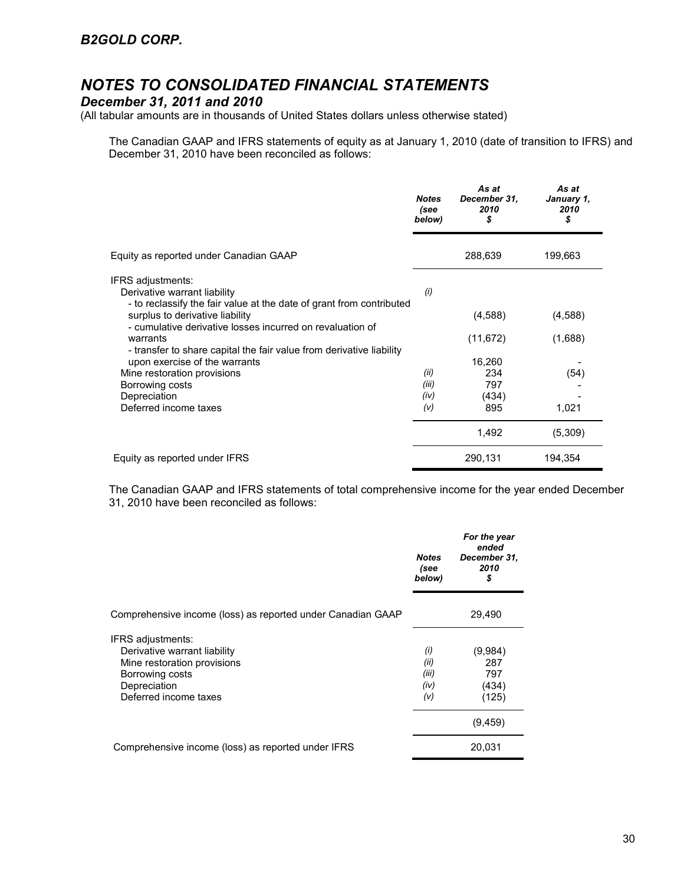## NOTES TO CONSOLIDATED FINANCIAL STATEMENTS

### December 31, 2011 and 2010

(All tabular amounts are in thousands of United States dollars unless otherwise stated)

The Canadian GAAP and IFRS statements of equity as at January 1, 2010 (date of transition to IFRS) and December 31, 2010 have been reconciled as follows:

| | *Notes (see below)* | *As at December 31, 2010 $* | *As at January 1, 2010 $* |
|---|---|---|---|
| Equity as reported under Canadian GAAP | | 288,639 | 199,663 |
| IFRS adjustments: | | | |
| Derivative warrant liability | *(i)* | | |
| - to reclassify the fair value at the date of grant from contributed surplus to derivative liability | | (4,588) | (4,588) |
| - cumulative derivative losses incurred on revaluation of warrants | | (11,672) | (1,688) |
| - transfer to share capital the fair value from derivative liability upon exercise of the warrants | | 16,260 | - |
| Mine restoration provisions | *(ii)* | 234 | (54) |
| Borrowing costs | *(iii)* | 797 | - |
| Depreciation | *(iv)* | (434) | - |
| Deferred income taxes | *(v)* | 895 | 1,021 |
| | | 1,492 | (5,309) |
| Equity as reported under IFRS | | 290,131 | 194,354 |

The Canadian GAAP and IFRS statements of total comprehensive income for the year ended December 31, 2010 have been reconciled as follows:

| | *Notes (see below)* | *For the year ended December 31, 2010 $* |
|---|---|---|
| Comprehensive income (loss) as reported under Canadian GAAP | | 29,490 |
| IFRS adjustments: | | |
| Derivative warrant liability | *(i)* | (9,984) |
| Mine restoration provisions | *(ii)* | 287 |
| Borrowing costs | *(iii)* | 797 |
| Depreciation | *(iv)* | (434) |
| Deferred income taxes | *(v)* | (125) |
| | | (9,459) |
| Comprehensive income (loss) as reported under IFRS | | 20,031 |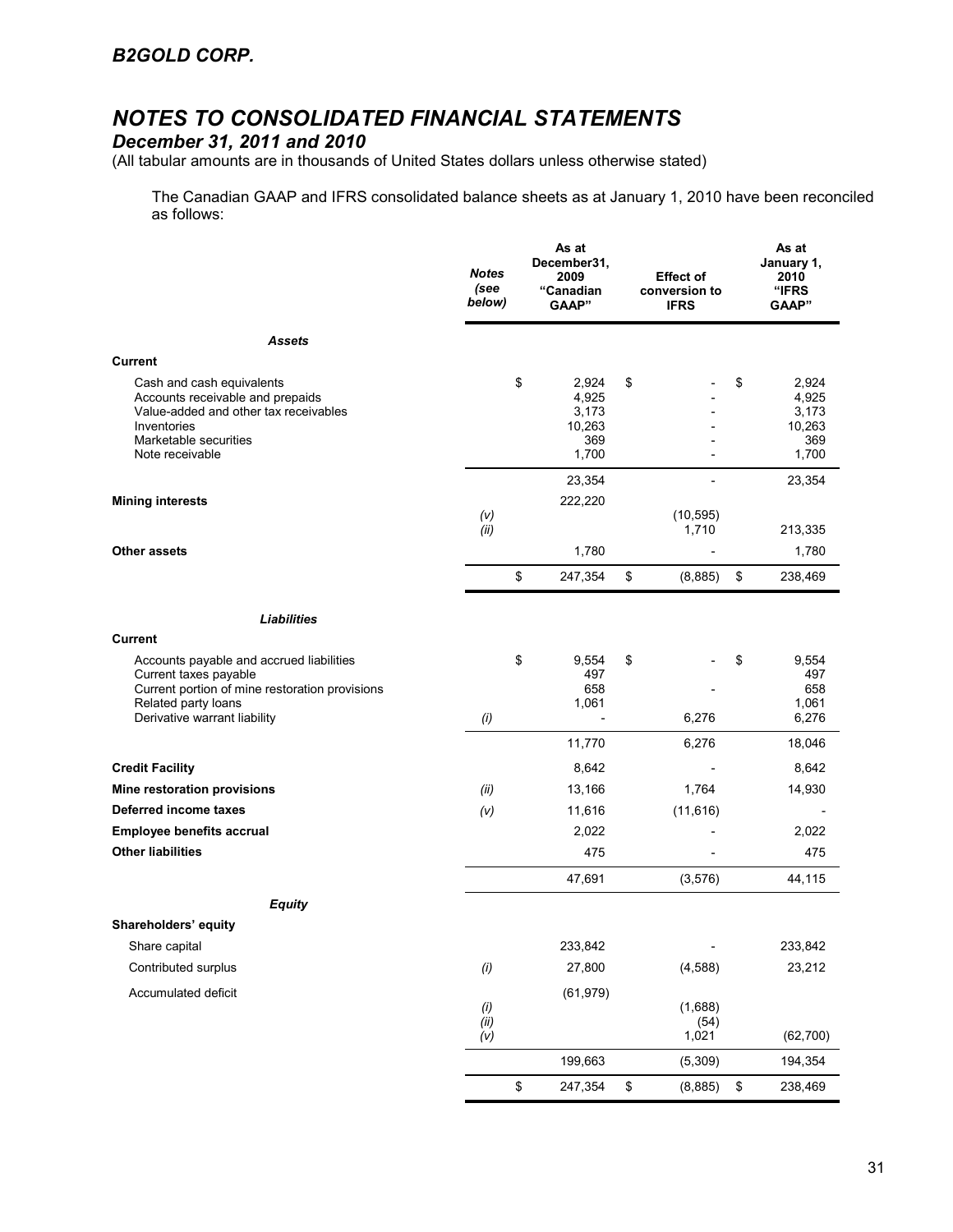## B2GOLD CORP.

# NOTES TO CONSOLIDATED FINANCIAL STATEMENTS

## December 31, 2011 and 2010

(All tabular amounts are in thousands of United States dollars unless otherwise stated)

The Canadian GAAP and IFRS consolidated balance sheets as at January 1, 2010 have been reconciled as follows:

| | Notes (see below) | As at December31, 2009 "Canadian GAAP" | Effect of conversion to IFRS | As at January 1, 2010 "IFRS GAAP" |
|---|---|---|---|---|
| ***Assets*** | | | | |
| **Current** | | | | |
| Cash and cash equivalents | | $ 2,924 | $ - | $ 2,924 |
| Accounts receivable and prepaids | | 4,925 | - | 4,925 |
| Value-added and other tax receivables | | 3,173 | - | 3,173 |
| Inventories | | 10,263 | - | 10,263 |
| Marketable securities | | 369 | - | 369 |
| Note receivable | | 1,700 | - | 1,700 |
| | | 23,354 | - | 23,354 |
| **Mining interests** | | 222,220 | | |
| | *(v)* | | (10,595) | |
| | *(ii)* | | 1,710 | 213,335 |
| **Other assets** | | 1,780 | - | 1,780 |
| | | $ 247,354 | $ (8,885) | $ 238,469 |
| ***Liabilities*** | | | | |
| **Current** | | | | |
| Accounts payable and accrued liabilities | | $ 9,554 | $ - | $ 9,554 |
| Current taxes payable | | 497 | | 497 |
| Current portion of mine restoration provisions | | 658 | - | 658 |
| Related party loans | | 1,061 | | 1,061 |
| Derivative warrant liability | *(i)* | - | 6,276 | 6,276 |
| | | 11,770 | 6,276 | 18,046 |
| **Credit Facility** | | 8,642 | - | 8,642 |
| **Mine restoration provisions** | *(ii)* | 13,166 | 1,764 | 14,930 |
| **Deferred income taxes** | *(v)* | 11,616 | (11,616) | - |
| **Employee benefits accrual** | | 2,022 | - | 2,022 |
| **Other liabilities** | | 475 | - | 475 |
| | | 47,691 | (3,576) | 44,115 |
| ***Equity*** | | | | |
| **Shareholders' equity** | | | | |
| Share capital | | 233,842 | - | 233,842 |
| Contributed surplus | *(i)* | 27,800 | (4,588) | 23,212 |
| Accumulated deficit | | (61,979) | | |
| | *(i)* | | (1,688) | |
| | *(ii)* | | (54) | |
| | *(v)* | | 1,021 | (62,700) |
| | | 199,663 | (5,309) | 194,354 |
| | | $ 247,354 | $ (8,885) | $ 238,469 |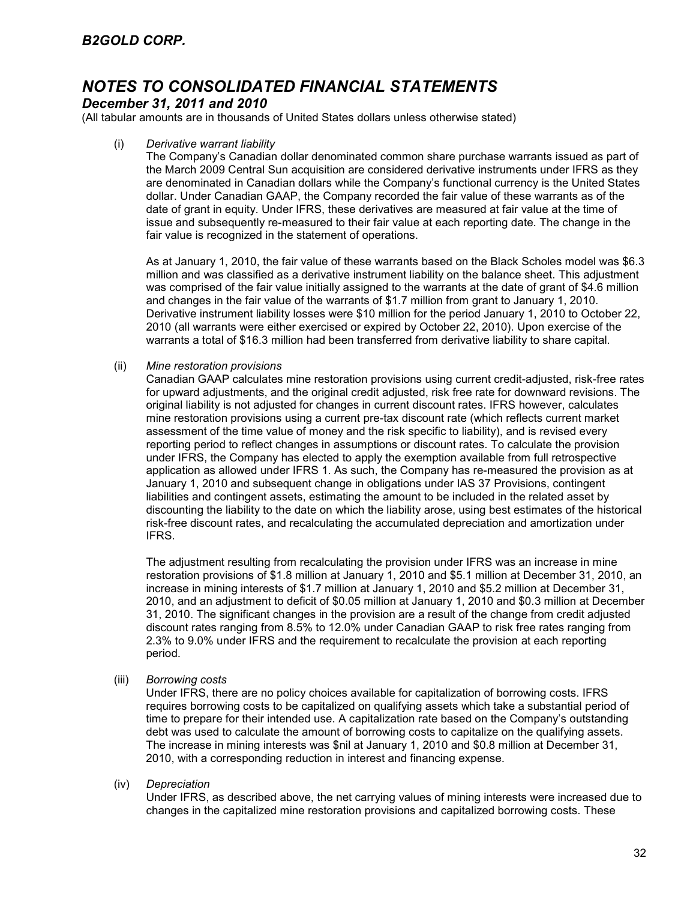(i) *Derivative warrant liability*

The Company's Canadian dollar denominated common share purchase warrants issued as part of the March 2009 Central Sun acquisition are considered derivative instruments under IFRS as they are denominated in Canadian dollars while the Company's functional currency is the United States dollar. Under Canadian GAAP, the Company recorded the fair value of these warrants as of the date of grant in equity. Under IFRS, these derivatives are measured at fair value at the time of issue and subsequently re-measured to their fair value at each reporting date. The change in the fair value is recognized in the statement of operations.

As at January 1, 2010, the fair value of these warrants based on the Black Scholes model was $6.3 million and was classified as a derivative instrument liability on the balance sheet. This adjustment was comprised of the fair value initially assigned to the warrants at the date of grant of $4.6 million and changes in the fair value of the warrants of $1.7 million from grant to January 1, 2010. Derivative instrument liability losses were $10 million for the period January 1, 2010 to October 22, 2010 (all warrants were either exercised or expired by October 22, 2010). Upon exercise of the warrants a total of $16.3 million had been transferred from derivative liability to share capital.

(ii) *Mine restoration provisions*

Canadian GAAP calculates mine restoration provisions using current credit-adjusted, risk-free rates for upward adjustments, and the original credit adjusted, risk free rate for downward revisions. The original liability is not adjusted for changes in current discount rates. IFRS however, calculates mine restoration provisions using a current pre-tax discount rate (which reflects current market assessment of the time value of money and the risk specific to liability), and is revised every reporting period to reflect changes in assumptions or discount rates. To calculate the provision under IFRS, the Company has elected to apply the exemption available from full retrospective application as allowed under IFRS 1. As such, the Company has re-measured the provision as at January 1, 2010 and subsequent change in obligations under IAS 37 Provisions, contingent liabilities and contingent assets, estimating the amount to be included in the related asset by discounting the liability to the date on which the liability arose, using best estimates of the historical risk-free discount rates, and recalculating the accumulated depreciation and amortization under IFRS.

The adjustment resulting from recalculating the provision under IFRS was an increase in mine restoration provisions of $1.8 million at January 1, 2010 and $5.1 million at December 31, 2010, an increase in mining interests of $1.7 million at January 1, 2010 and $5.2 million at December 31, 2010, and an adjustment to deficit of $0.05 million at January 1, 2010 and $0.3 million at December 31, 2010. The significant changes in the provision are a result of the change from credit adjusted discount rates ranging from 8.5% to 12.0% under Canadian GAAP to risk free rates ranging from 2.3% to 9.0% under IFRS and the requirement to recalculate the provision at each reporting period.

(iii) *Borrowing costs*

Under IFRS, there are no policy choices available for capitalization of borrowing costs. IFRS requires borrowing costs to be capitalized on qualifying assets which take a substantial period of time to prepare for their intended use. A capitalization rate based on the Company's outstanding debt was used to calculate the amount of borrowing costs to capitalize on the qualifying assets. The increase in mining interests was $nil at January 1, 2010 and $0.8 million at December 31, 2010, with a corresponding reduction in interest and financing expense.

(iv) *Depreciation*

Under IFRS, as described above, the net carrying values of mining interests were increased due to changes in the capitalized mine restoration provisions and capitalized borrowing costs. These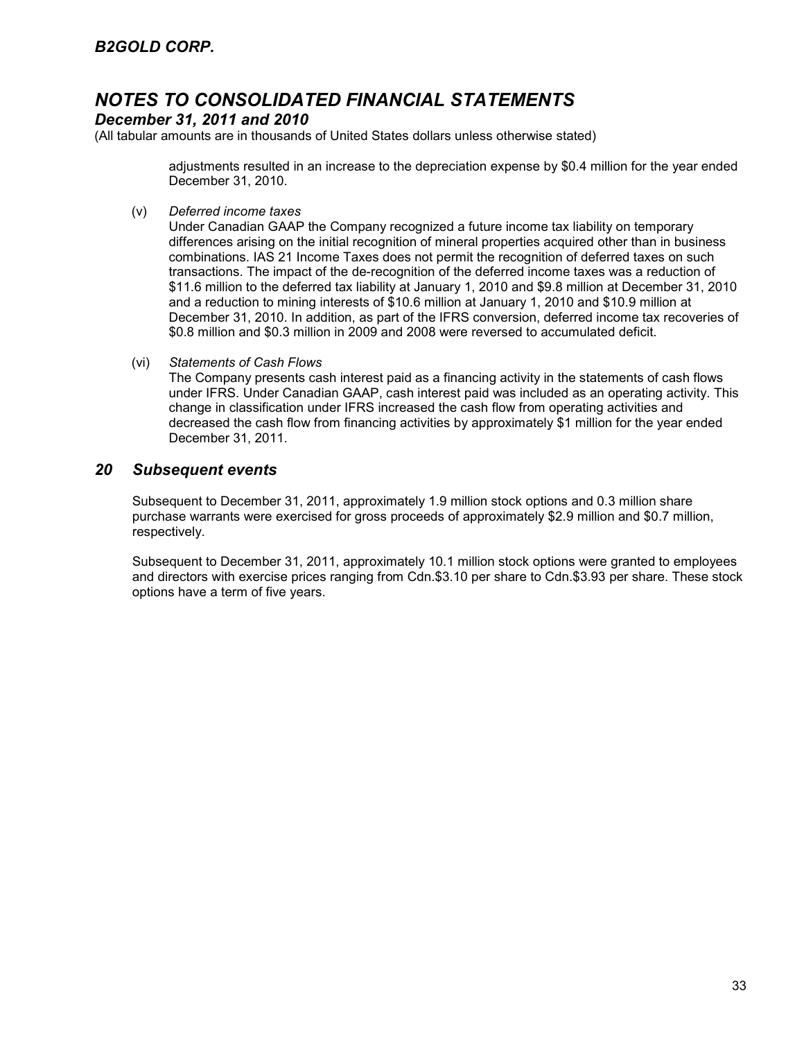adjustments resulted in an increase to the depreciation expense by $0.4 million for the year ended December 31, 2010.

(v) *Deferred income taxes*

Under Canadian GAAP the Company recognized a future income tax liability on temporary differences arising on the initial recognition of mineral properties acquired other than in business combinations. IAS 21 Income Taxes does not permit the recognition of deferred taxes on such transactions. The impact of the de-recognition of the deferred income taxes was a reduction of $11.6 million to the deferred tax liability at January 1, 2010 and $9.8 million at December 31, 2010 and a reduction to mining interests of $10.6 million at January 1, 2010 and $10.9 million at December 31, 2010. In addition, as part of the IFRS conversion, deferred income tax recoveries of $0.8 million and $0.3 million in 2009 and 2008 were reversed to accumulated deficit.

(vi) *Statements of Cash Flows*

The Company presents cash interest paid as a financing activity in the statements of cash flows under IFRS. Under Canadian GAAP, cash interest paid was included as an operating activity. This change in classification under IFRS increased the cash flow from operating activities and decreased the cash flow from financing activities by approximately $1 million for the year ended December 31, 2011.

## *20 Subsequent events*

Subsequent to December 31, 2011, approximately 1.9 million stock options and 0.3 million share purchase warrants were exercised for gross proceeds of approximately $2.9 million and $0.7 million, respectively.

Subsequent to December 31, 2011, approximately 10.1 million stock options were granted to employees and directors with exercise prices ranging from Cdn.$3.10 per share to Cdn.$3.93 per share. These stock options have a term of five years.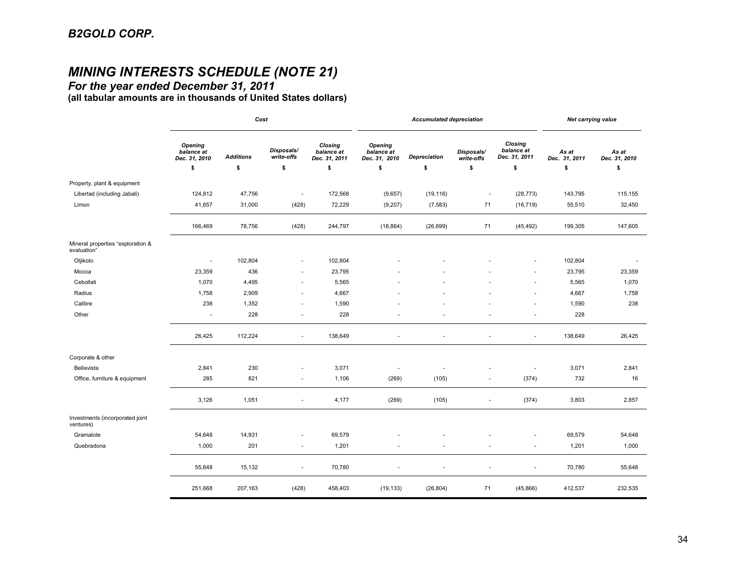## *B2GOLD CORP.*

# *MINING INTERESTS SCHEDULE (NOTE 21)*

### *For the year ended December 31, 2011*

**(all tabular amounts are in thousands of United States dollars)**

| | *Cost* | | | | *Accumulated depreciation* | | | | *Net carrying value* | |
|---|---|---|---|---|---|---|---|---|---|---|
| | *Opening balance at Dec. 31, 2010* | *Additions* | *Disposals/ write-offs* | *Closing balance at Dec. 31, 2011* | *Opening balance at Dec. 31, 2010* | *Depreciation* | *Disposals/ write-offs* | *Closing balance at Dec. 31, 2011* | *As at Dec. 31, 2011* | *As at Dec. 31, 2010* |
| | $ | $ | $ | $ | $ | $ | $ | $ | $ | $ |
| Property, plant & equipment | | | | | | | | | | |
| Libertad (including Jabali) | 124,812 | 47,756 | - | 172,568 | (9,657) | (19,116) | - | (28,773) | 143,795 | 115,155 |
| Limon | 41,657 | 31,000 | (428) | 72,229 | (9,207) | (7,583) | 71 | (16,719) | 55,510 | 32,450 |
| | 166,469 | 78,756 | (428) | 244,797 | (18,864) | (26,699) | 71 | (45,492) | 199,305 | 147,605 |
| Mineral properties "exploration & evaluation" | | | | | | | | | | |
| Otjikoto | - | 102,804 | - | 102,804 | - | - | - | - | 102,804 | - |
| Mocoa | 23,359 | 436 | - | 23,795 | - | - | - | - | 23,795 | 23,359 |
| Cebollati | 1,070 | 4,495 | - | 5,565 | - | - | - | - | 5,565 | 1,070 |
| Radius | 1,758 | 2,909 | - | 4,667 | - | - | - | - | 4,667 | 1,758 |
| Calibre | 238 | 1,352 | - | 1,590 | - | - | - | - | 1,590 | 238 |
| Other | - | 228 | - | 228 | - | - | - | - | 228 | |
| | 26,425 | 112,224 | - | 138,649 | - | - | - | - | 138,649 | 26,425 |
| Corporate & other | | | | | | | | | | |
| Bellavista | 2,841 | 230 | - | 3,071 | - | - | - | - | 3,071 | 2,841 |
| Office, furniture & equipment | 285 | 821 | - | 1,106 | (269) | (105) | - | (374) | 732 | 16 |
| | 3,126 | 1,051 | - | 4,177 | (269) | (105) | - | (374) | 3,803 | 2,857 |
| Investments (incorporated joint ventures) | | | | | | | | | | |
| Gramalote | 54,648 | 14,931 | - | 69,579 | - | - | - | - | 69,579 | 54,648 |
| Quebradona | 1,000 | 201 | - | 1,201 | - | - | - | - | 1,201 | 1,000 |
| | 55,648 | 15,132 | - | 70,780 | - | - | - | - | 70,780 | 55,648 |
| | 251,668 | 207,163 | (428) | 458,403 | (19,133) | (26,804) | 71 | (45,866) | 412,537 | 232,535 |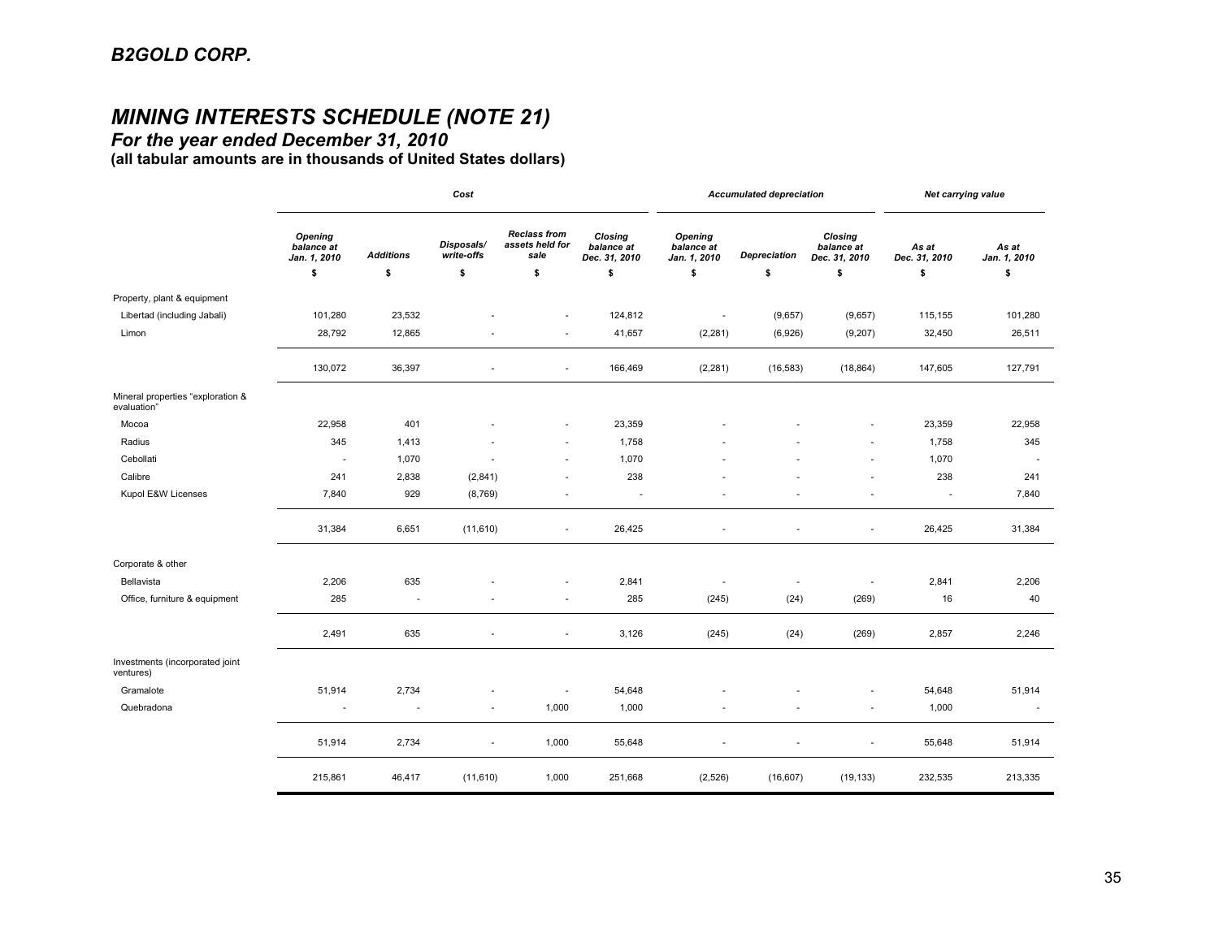## B2GOLD CORP.

# MINING INTERESTS SCHEDULE (NOTE 21)

## For the year ended December 31, 2010

**(all tabular amounts are in thousands of United States dollars)**

| | Cost | | | | | Accumulated depreciation | | | Net carrying value | |
|---|---|---|---|---|---|---|---|---|---|---|
| | Opening balance at Jan. 1, 2010 | Additions | Disposals/ write-offs | Reclass from assets held for sale | Closing balance at Dec. 31, 2010 | Opening balance at Jan. 1, 2010 | Depreciation | Closing balance at Dec. 31, 2010 | As at Dec. 31, 2010 | As at Jan. 1, 2010 |
| | $ | $ | $ | $ | $ | $ | $ | $ | $ | $ |
| Property, plant & equipment | | | | | | | | | | |
| Libertad (including Jabali) | 101,280 | 23,532 | - | - | 124,812 | - | (9,657) | (9,657) | 115,155 | 101,280 |
| Limon | 28,792 | 12,865 | - | - | 41,657 | (2,281) | (6,926) | (9,207) | 32,450 | 26,511 |
| | 130,072 | 36,397 | - | - | 166,469 | (2,281) | (16,583) | (18,864) | 147,605 | 127,791 |
| Mineral properties "exploration & evaluation" | | | | | | | | | | |
| Mocoa | 22,958 | 401 | - | - | 23,359 | - | - | - | 23,359 | 22,958 |
| Radius | 345 | 1,413 | - | - | 1,758 | - | - | - | 1,758 | 345 |
| Cebollati | - | 1,070 | - | - | 1,070 | - | - | - | 1,070 | - |
| Calibre | 241 | 2,838 | (2,841) | - | 238 | - | - | - | 238 | 241 |
| Kupol E&W Licenses | 7,840 | 929 | (8,769) | - | - | - | - | - | - | 7,840 |
| | 31,384 | 6,651 | (11,610) | - | 26,425 | - | - | - | 26,425 | 31,384 |
| Corporate & other | | | | | | | | | | |
| Bellavista | 2,206 | 635 | - | - | 2,841 | - | - | - | 2,841 | 2,206 |
| Office, furniture & equipment | 285 | - | - | - | 285 | (245) | (24) | (269) | 16 | 40 |
| | 2,491 | 635 | - | - | 3,126 | (245) | (24) | (269) | 2,857 | 2,246 |
| Investments (incorporated joint ventures) | | | | | | | | | | |
| Gramalote | 51,914 | 2,734 | - | - | 54,648 | - | - | - | 54,648 | 51,914 |
| Quebradona | - | - | - | 1,000 | 1,000 | - | - | - | 1,000 | - |
| | 51,914 | 2,734 | - | 1,000 | 55,648 | - | - | - | 55,648 | 51,914 |
| | 215,861 | 46,417 | (11,610) | 1,000 | 251,668 | (2,526) | (16,607) | (19,133) | 232,535 | 213,335 |